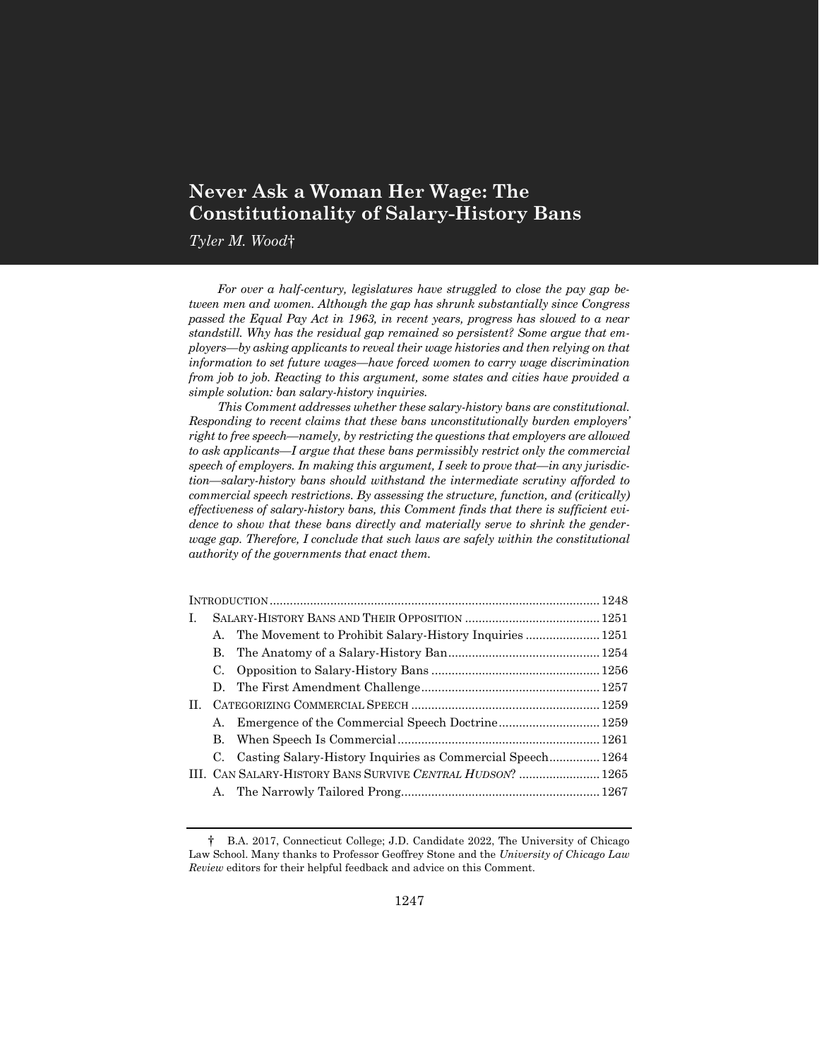# Never Ask a Woman Her Wage: The Constitutionality of Salary-History Bans

*Tyler M. Wood*†

*For over a half-century, legislatures have struggled to close the pay gap between men and women. Although the gap has shrunk substantially since Congress passed the Equal Pay Act in 1963, in recent years, progress has slowed to a near standstill. Why has the residual gap remained so persistent? Some argue that employers—by asking applicants to reveal their wage histories and then relying on that information to set future wages—have forced women to carry wage discrimination from job to job. Reacting to this argument, some states and cities have provided a simple solution: ban salary-history inquiries.*

*This Comment addresses whether these salary-history bans are constitutional. Responding to recent claims that these bans unconstitutionally burden employers' right to free speech—namely, by restricting the questions that employers are allowed to ask applicants—I argue that these bans permissibly restrict only the commercial speech of employers. In making this argument, I seek to prove that—in any jurisdiction—salary-history bans should withstand the intermediate scrutiny afforded to commercial speech restrictions. By assessing the structure, function, and (critically) effectiveness of salary-history bans, this Comment finds that there is sufficient evidence to show that these bans directly and materially serve to shrink the gender-wage gap. Therefore, I conclude that such laws are safely within the constitutional authority of the governments that enact them.*

| | |
|---|---|
| INTRODUCTION | 1248 |
| I. SALARY-HISTORY BANS AND THEIR OPPOSITION | 1251 |
| A. The Movement to Prohibit Salary-History Inquiries | 1251 |
| B. The Anatomy of a Salary-History Ban | 1254 |
| C. Opposition to Salary-History Bans | 1256 |
| D. The First Amendment Challenge | 1257 |
| II. CATEGORIZING COMMERCIAL SPEECH | 1259 |
| A. Emergence of the Commercial Speech Doctrine | 1259 |
| B. When Speech Is Commercial | 1261 |
| C. Casting Salary-History Inquiries as Commercial Speech | 1264 |
| III. CAN SALARY-HISTORY BANS SURVIVE *CENTRAL HUDSON*? | 1265 |
| A. The Narrowly Tailored Prong | 1267 |

† B.A. 2017, Connecticut College; J.D. Candidate 2022, The University of Chicago Law School. Many thanks to Professor Geoffrey Stone and the *University of Chicago Law Review* editors for their helpful feedback and advice on this Comment.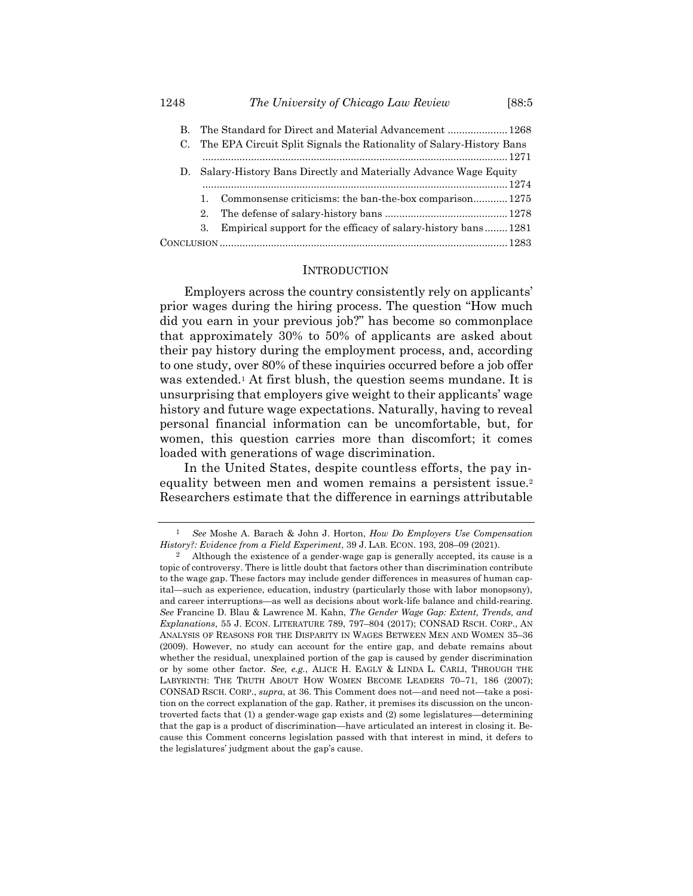B. The Standard for Direct and Material Advancement ..................... 1268

C. The EPA Circuit Split Signals the Rationality of Salary-History Bans ........................................................................................................... 1271

D. Salary-History Bans Directly and Materially Advance Wage Equity ........................................................................................................... 1274

1. Commonsense criticisms: the ban-the-box comparison............ 1275
2. The defense of salary-history bans ........................................... 1278
3. Empirical support for the efficacy of salary-history bans........ 1281

CONCLUSION .................................................................................................... 1283

## INTRODUCTION

Employers across the country consistently rely on applicants' prior wages during the hiring process. The question "How much did you earn in your previous job?" has become so commonplace that approximately 30% to 50% of applicants are asked about their pay history during the employment process, and, according to one study, over 80% of these inquiries occurred before a job offer was extended.[1] At first blush, the question seems mundane. It is unsurprising that employers give weight to their applicants' wage history and future wage expectations. Naturally, having to reveal personal financial information can be uncomfortable, but, for women, this question carries more than discomfort; it comes loaded with generations of wage discrimination.

In the United States, despite countless efforts, the pay inequality between men and women remains a persistent issue.[2] Researchers estimate that the difference in earnings attributable

---

[1] *See* Moshe A. Barach & John J. Horton, *How Do Employers Use Compensation History?: Evidence from a Field Experiment*, 39 J. LAB. ECON. 193, 208–09 (2021).

[2] Although the existence of a gender-wage gap is generally accepted, its cause is a topic of controversy. There is little doubt that factors other than discrimination contribute to the wage gap. These factors may include gender differences in measures of human capital—such as experience, education, industry (particularly those with labor monopsony), and career interruptions—as well as decisions about work-life balance and child-rearing. *See* Francine D. Blau & Lawrence M. Kahn, *The Gender Wage Gap: Extent, Trends, and Explanations*, 55 J. ECON. LITERATURE 789, 797–804 (2017); CONSAD RSCH. CORP., AN ANALYSIS OF REASONS FOR THE DISPARITY IN WAGES BETWEEN MEN AND WOMEN 35–36 (2009). However, no study can account for the entire gap, and debate remains about whether the residual, unexplained portion of the gap is caused by gender discrimination or by some other factor. *See, e.g.*, ALICE H. EAGLY & LINDA L. CARLI, THROUGH THE LABYRINTH: THE TRUTH ABOUT HOW WOMEN BECOME LEADERS 70–71, 186 (2007); CONSAD RSCH. CORP., *supra*, at 36. This Comment does not—and need not—take a position on the correct explanation of the gap. Rather, it premises its discussion on the uncontroverted facts that (1) a gender-wage gap exists and (2) some legislatures—determining that the gap is a product of discrimination—have articulated an interest in closing it. Because this Comment concerns legislation passed with that interest in mind, it defers to the legislatures' judgment about the gap's cause.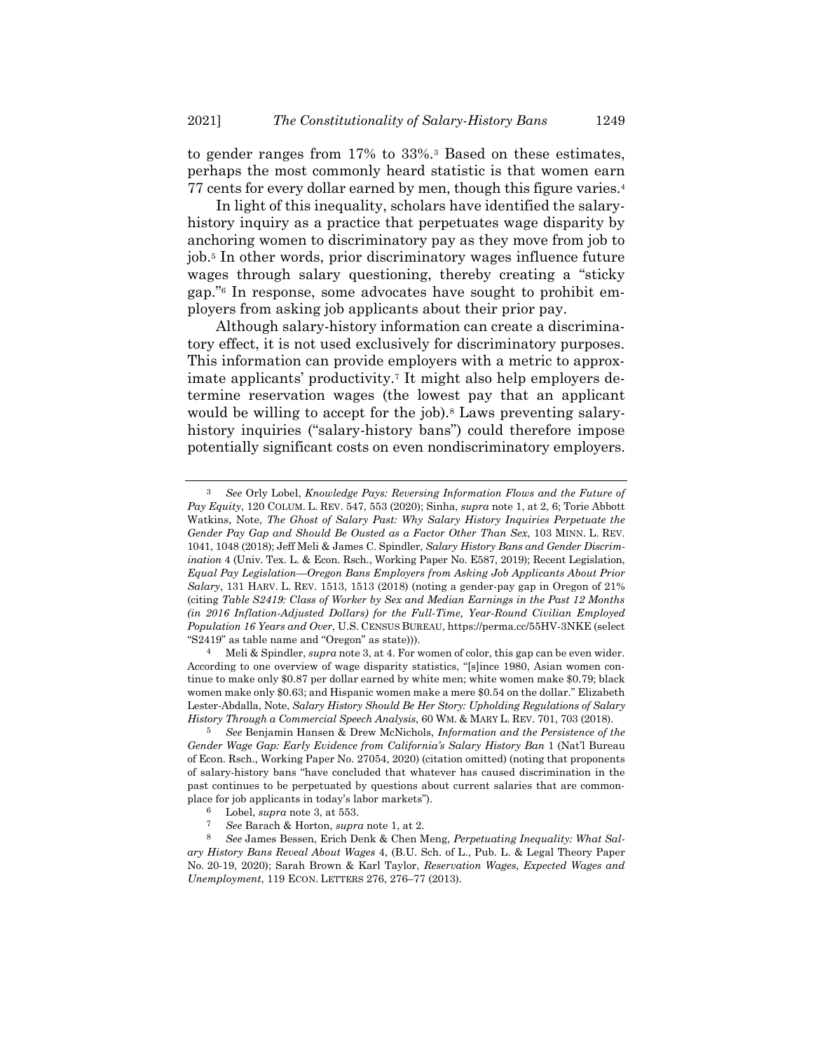to gender ranges from 17% to 33%.[3] Based on these estimates, perhaps the most commonly heard statistic is that women earn 77 cents for every dollar earned by men, though this figure varies.[4]

In light of this inequality, scholars have identified the salary-history inquiry as a practice that perpetuates wage disparity by anchoring women to discriminatory pay as they move from job to job.[5] In other words, prior discriminatory wages influence future wages through salary questioning, thereby creating a "sticky gap."[6] In response, some advocates have sought to prohibit employers from asking job applicants about their prior pay.

Although salary-history information can create a discriminatory effect, it is not used exclusively for discriminatory purposes. This information can provide employers with a metric to approximate applicants' productivity.[7] It might also help employers determine reservation wages (the lowest pay that an applicant would be willing to accept for the job).[8] Laws preventing salary-history inquiries ("salary-history bans") could therefore impose potentially significant costs on even nondiscriminatory employers.

---

[3] *See* Orly Lobel, *Knowledge Pays: Reversing Information Flows and the Future of Pay Equity*, 120 COLUM. L. REV. 547, 553 (2020); Sinha, *supra* note 1, at 2, 6; Torie Abbott Watkins, Note, *The Ghost of Salary Past: Why Salary History Inquiries Perpetuate the Gender Pay Gap and Should Be Ousted as a Factor Other Than Sex*, 103 MINN. L. REV. 1041, 1048 (2018); Jeff Meli & James C. Spindler, *Salary History Bans and Gender Discrimination* 4 (Univ. Tex. L. & Econ. Rsch., Working Paper No. E587, 2019); Recent Legislation, *Equal Pay Legislation—Oregon Bans Employers from Asking Job Applicants About Prior Salary*, 131 HARV. L. REV. 1513, 1513 (2018) (noting a gender-pay gap in Oregon of 21% (citing *Table S2419: Class of Worker by Sex and Median Earnings in the Past 12 Months (in 2016 Inflation-Adjusted Dollars) for the Full-Time, Year-Round Civilian Employed Population 16 Years and Over*, U.S. CENSUS BUREAU, https://perma.cc/55HV-3NKE (select "S2419" as table name and "Oregon" as state))).

[4] Meli & Spindler, *supra* note 3, at 4. For women of color, this gap can be even wider. According to one overview of wage disparity statistics, "[s]ince 1980, Asian women continue to make only $0.87 per dollar earned by white men; white women make $0.79; black women make only $0.63; and Hispanic women make a mere $0.54 on the dollar." Elizabeth Lester-Abdalla, Note, *Salary History Should Be Her Story: Upholding Regulations of Salary History Through a Commercial Speech Analysis*, 60 WM. & MARY L. REV. 701, 703 (2018).

[5] *See* Benjamin Hansen & Drew McNichols, *Information and the Persistence of the Gender Wage Gap: Early Evidence from California's Salary History Ban* 1 (Nat'l Bureau of Econ. Rsch., Working Paper No. 27054, 2020) (citation omitted) (noting that proponents of salary-history bans "have concluded that whatever has caused discrimination in the past continues to be perpetuated by questions about current salaries that are commonplace for job applicants in today's labor markets").

[6] Lobel, *supra* note 3, at 553.

[7] *See* Barach & Horton, *supra* note 1, at 2.

[8] *See* James Bessen, Erich Denk & Chen Meng, *Perpetuating Inequality: What Salary History Bans Reveal About Wages* 4, (B.U. Sch. of L., Pub. L. & Legal Theory Paper No. 20-19, 2020); Sarah Brown & Karl Taylor, *Reservation Wages, Expected Wages and Unemployment*, 119 ECON. LETTERS 276, 276–77 (2013).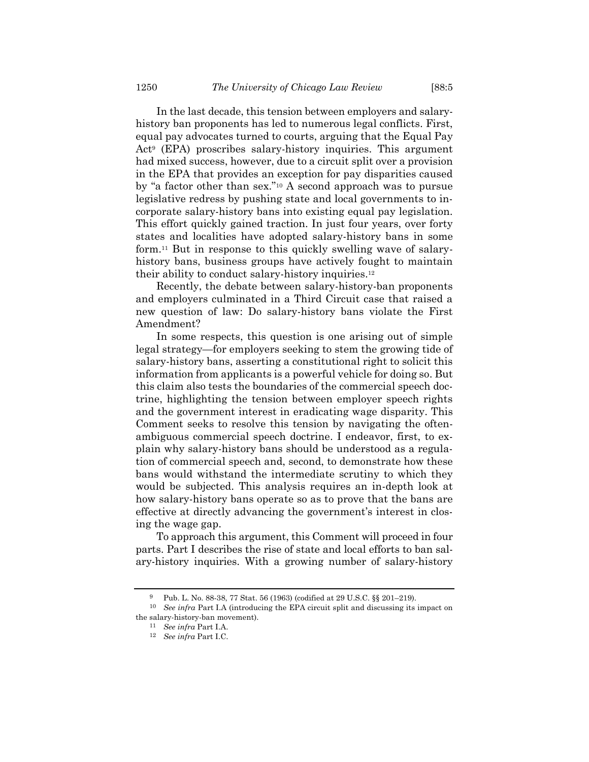In the last decade, this tension between employers and salary-history ban proponents has led to numerous legal conflicts. First, equal pay advocates turned to courts, arguing that the Equal Pay Act[9] (EPA) proscribes salary-history inquiries. This argument had mixed success, however, due to a circuit split over a provision in the EPA that provides an exception for pay disparities caused by "a factor other than sex."[10] A second approach was to pursue legislative redress by pushing state and local governments to incorporate salary-history bans into existing equal pay legislation. This effort quickly gained traction. In just four years, over forty states and localities have adopted salary-history bans in some form.[11] But in response to this quickly swelling wave of salary-history bans, business groups have actively fought to maintain their ability to conduct salary-history inquiries.[12]

Recently, the debate between salary-history-ban proponents and employers culminated in a Third Circuit case that raised a new question of law: Do salary-history bans violate the First Amendment?

In some respects, this question is one arising out of simple legal strategy—for employers seeking to stem the growing tide of salary-history bans, asserting a constitutional right to solicit this information from applicants is a powerful vehicle for doing so. But this claim also tests the boundaries of the commercial speech doctrine, highlighting the tension between employer speech rights and the government interest in eradicating wage disparity. This Comment seeks to resolve this tension by navigating the often-ambiguous commercial speech doctrine. I endeavor, first, to explain why salary-history bans should be understood as a regulation of commercial speech and, second, to demonstrate how these bans would withstand the intermediate scrutiny to which they would be subjected. This analysis requires an in-depth look at how salary-history bans operate so as to prove that the bans are effective at directly advancing the government's interest in closing the wage gap.

To approach this argument, this Comment will proceed in four parts. Part I describes the rise of state and local efforts to ban salary-history inquiries. With a growing number of salary-history

---

[9] Pub. L. No. 88-38, 77 Stat. 56 (1963) (codified at 29 U.S.C. §§ 201–219).

[10] *See infra* Part I.A (introducing the EPA circuit split and discussing its impact on the salary-history-ban movement).

[11] *See infra* Part I.A.

[12] *See infra* Part I.C.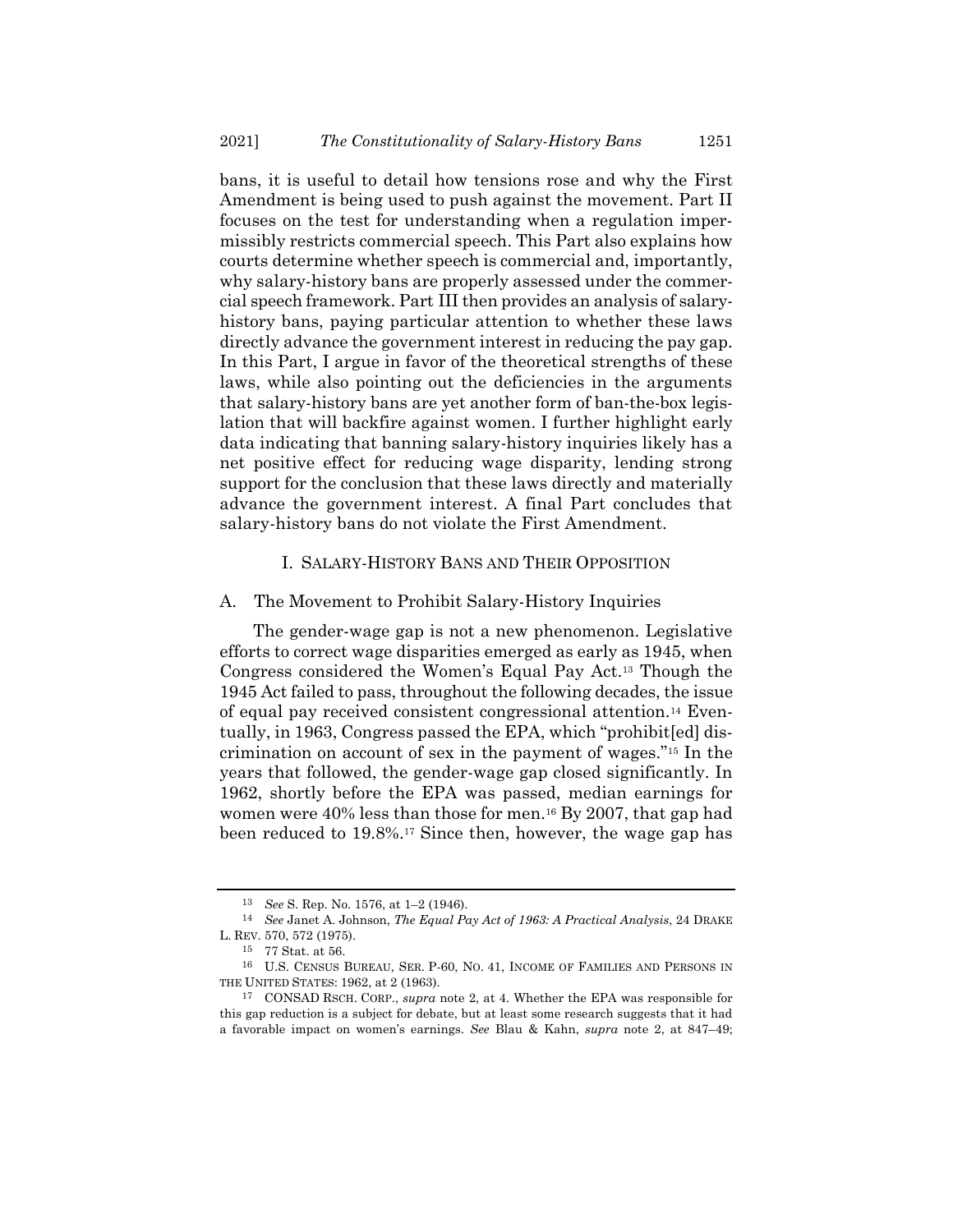bans, it is useful to detail how tensions rose and why the First Amendment is being used to push against the movement. Part II focuses on the test for understanding when a regulation impermissibly restricts commercial speech. This Part also explains how courts determine whether speech is commercial and, importantly, why salary-history bans are properly assessed under the commercial speech framework. Part III then provides an analysis of salary-history bans, paying particular attention to whether these laws directly advance the government interest in reducing the pay gap. In this Part, I argue in favor of the theoretical strengths of these laws, while also pointing out the deficiencies in the arguments that salary-history bans are yet another form of ban-the-box legislation that will backfire against women. I further highlight early data indicating that banning salary-history inquiries likely has a net positive effect for reducing wage disparity, lending strong support for the conclusion that these laws directly and materially advance the government interest. A final Part concludes that salary-history bans do not violate the First Amendment.

## I. SALARY-HISTORY BANS AND THEIR OPPOSITION

### A. The Movement to Prohibit Salary-History Inquiries

The gender-wage gap is not a new phenomenon. Legislative efforts to correct wage disparities emerged as early as 1945, when Congress considered the Women's Equal Pay Act.[13] Though the 1945 Act failed to pass, throughout the following decades, the issue of equal pay received consistent congressional attention.[14] Eventually, in 1963, Congress passed the EPA, which "prohibit[ed] discrimination on account of sex in the payment of wages."[15] In the years that followed, the gender-wage gap closed significantly. In 1962, shortly before the EPA was passed, median earnings for women were 40% less than those for men.[16] By 2007, that gap had been reduced to 19.8%.[17] Since then, however, the wage gap has

---

[13] *See* S. Rep. No. 1576, at 1–2 (1946).

[14] *See* Janet A. Johnson, *The Equal Pay Act of 1963: A Practical Analysis*, 24 DRAKE L. REV. 570, 572 (1975).

[15] 77 Stat. at 56.

[16] U.S. CENSUS BUREAU, SER. P-60, NO. 41, INCOME OF FAMILIES AND PERSONS IN THE UNITED STATES: 1962, at 2 (1963).

[17] CONSAD RSCH. CORP., *supra* note 2, at 4. Whether the EPA was responsible for this gap reduction is a subject for debate, but at least some research suggests that it had a favorable impact on women's earnings. *See* Blau & Kahn, *supra* note 2, at 847–49;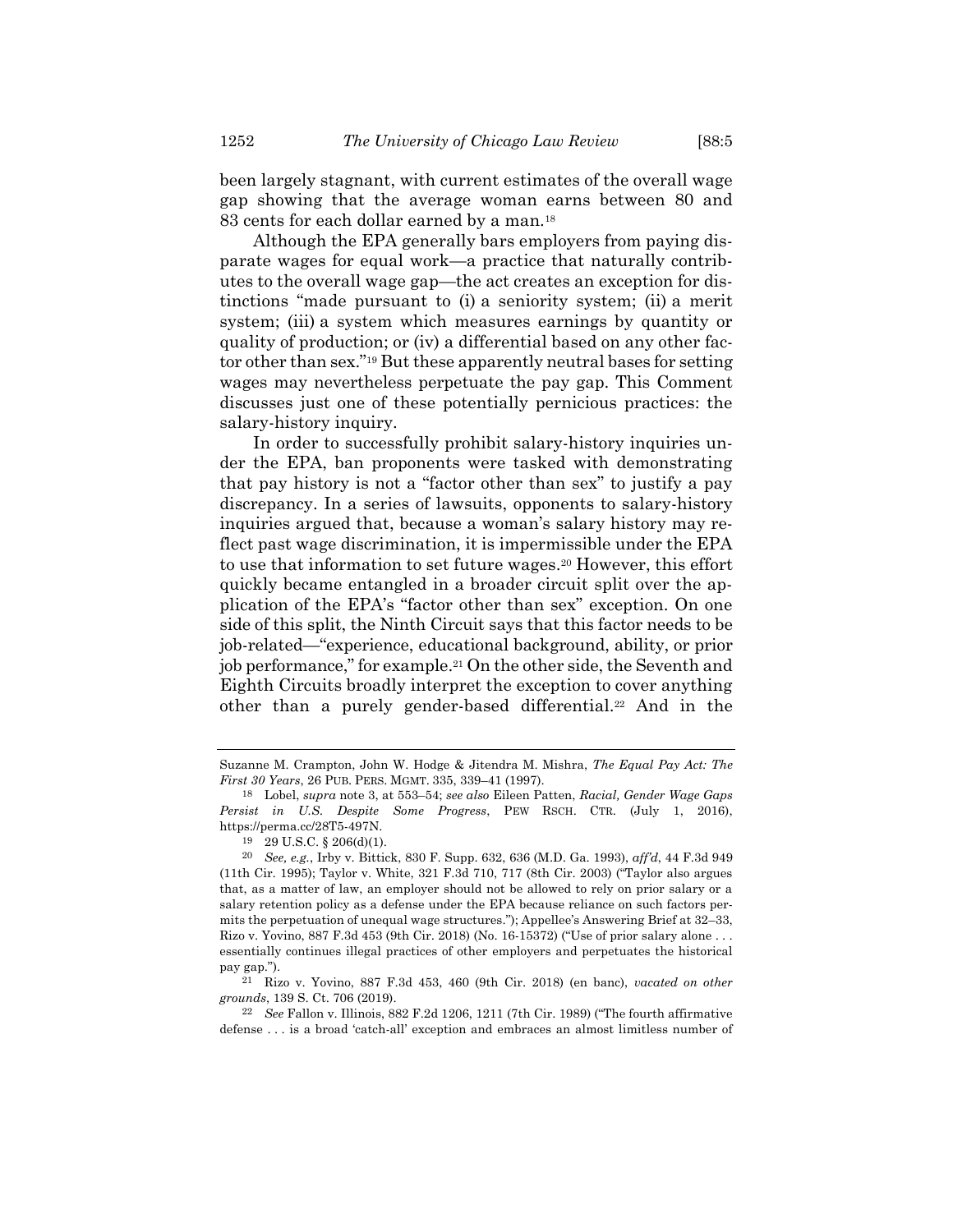been largely stagnant, with current estimates of the overall wage gap showing that the average woman earns between 80 and 83 cents for each dollar earned by a man.[18]

Although the EPA generally bars employers from paying disparate wages for equal work—a practice that naturally contributes to the overall wage gap—the act creates an exception for distinctions "made pursuant to (i) a seniority system; (ii) a merit system; (iii) a system which measures earnings by quantity or quality of production; or (iv) a differential based on any other factor other than sex."[19] But these apparently neutral bases for setting wages may nevertheless perpetuate the pay gap. This Comment discusses just one of these potentially pernicious practices: the salary-history inquiry.

In order to successfully prohibit salary-history inquiries under the EPA, ban proponents were tasked with demonstrating that pay history is not a "factor other than sex" to justify a pay discrepancy. In a series of lawsuits, opponents to salary-history inquiries argued that, because a woman's salary history may reflect past wage discrimination, it is impermissible under the EPA to use that information to set future wages.[20] However, this effort quickly became entangled in a broader circuit split over the application of the EPA's "factor other than sex" exception. On one side of this split, the Ninth Circuit says that this factor needs to be job-related—"experience, educational background, ability, or prior job performance," for example.[21] On the other side, the Seventh and Eighth Circuits broadly interpret the exception to cover anything other than a purely gender-based differential.[22] And in the

---

Suzanne M. Crampton, John W. Hodge & Jitendra M. Mishra, *The Equal Pay Act: The First 30 Years*, 26 PUB. PERS. MGMT. 335, 339–41 (1997).

[18] Lobel, *supra* note 3, at 553–54; *see also* Eileen Patten, *Racial, Gender Wage Gaps Persist in U.S. Despite Some Progress*, PEW RSCH. CTR. (July 1, 2016), https://perma.cc/28T5-497N.

[19] 29 U.S.C. § 206(d)(1).

[20] *See, e.g.*, Irby v. Bittick, 830 F. Supp. 632, 636 (M.D. Ga. 1993), *aff'd*, 44 F.3d 949 (11th Cir. 1995); Taylor v. White, 321 F.3d 710, 717 (8th Cir. 2003) ("Taylor also argues that, as a matter of law, an employer should not be allowed to rely on prior salary or a salary retention policy as a defense under the EPA because reliance on such factors permits the perpetuation of unequal wage structures."); Appellee's Answering Brief at 32–33, Rizo v. Yovino, 887 F.3d 453 (9th Cir. 2018) (No. 16-15372) ("Use of prior salary alone . . . essentially continues illegal practices of other employers and perpetuates the historical pay gap.").

[21] Rizo v. Yovino, 887 F.3d 453, 460 (9th Cir. 2018) (en banc), *vacated on other grounds*, 139 S. Ct. 706 (2019).

[22] *See* Fallon v. Illinois, 882 F.2d 1206, 1211 (7th Cir. 1989) ("The fourth affirmative defense . . . is a broad 'catch-all' exception and embraces an almost limitless number of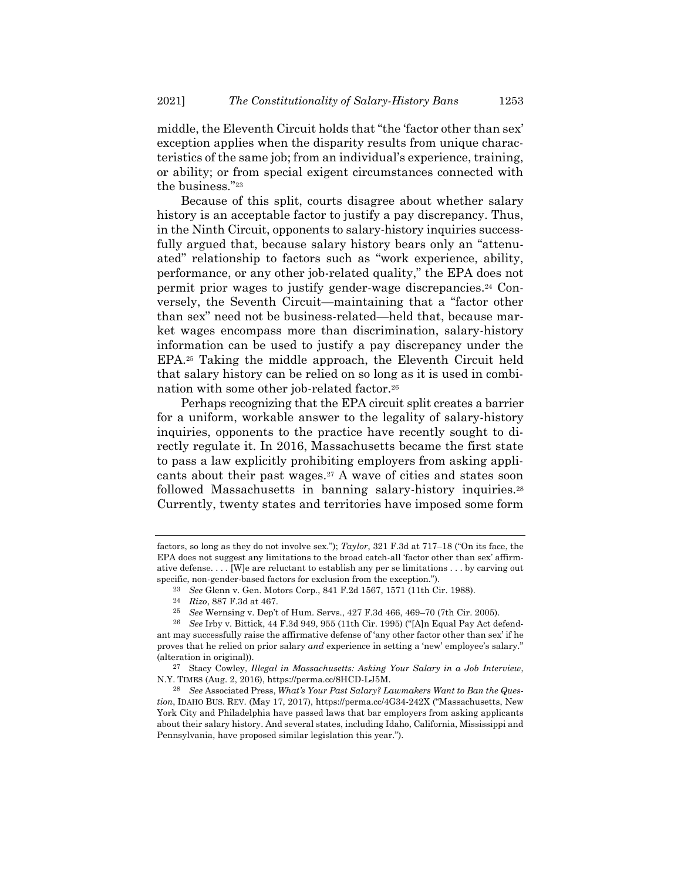middle, the Eleventh Circuit holds that "the 'factor other than sex' exception applies when the disparity results from unique characteristics of the same job; from an individual's experience, training, or ability; or from special exigent circumstances connected with the business."[23]

Because of this split, courts disagree about whether salary history is an acceptable factor to justify a pay discrepancy. Thus, in the Ninth Circuit, opponents to salary-history inquiries successfully argued that, because salary history bears only an "attenuated" relationship to factors such as "work experience, ability, performance, or any other job-related quality," the EPA does not permit prior wages to justify gender-wage discrepancies.[24] Conversely, the Seventh Circuit—maintaining that a "factor other than sex" need not be business-related—held that, because market wages encompass more than discrimination, salary-history information can be used to justify a pay discrepancy under the EPA.[25] Taking the middle approach, the Eleventh Circuit held that salary history can be relied on so long as it is used in combination with some other job-related factor.[26]

Perhaps recognizing that the EPA circuit split creates a barrier for a uniform, workable answer to the legality of salary-history inquiries, opponents to the practice have recently sought to directly regulate it. In 2016, Massachusetts became the first state to pass a law explicitly prohibiting employers from asking applicants about their past wages.[27] A wave of cities and states soon followed Massachusetts in banning salary-history inquiries.[28] Currently, twenty states and territories have imposed some form

---

factors, so long as they do not involve sex."); *Taylor*, 321 F.3d at 717–18 ("On its face, the EPA does not suggest any limitations to the broad catch-all 'factor other than sex' affirmative defense. . . . [W]e are reluctant to establish any per se limitations . . . by carving out specific, non-gender-based factors for exclusion from the exception.").

[23] *See* Glenn v. Gen. Motors Corp., 841 F.2d 1567, 1571 (11th Cir. 1988).

[24] *Rizo*, 887 F.3d at 467.

[25] *See* Wernsing v. Dep't of Hum. Servs., 427 F.3d 466, 469–70 (7th Cir. 2005).

[26] *See* Irby v. Bittick, 44 F.3d 949, 955 (11th Cir. 1995) ("[A]n Equal Pay Act defendant may successfully raise the affirmative defense of 'any other factor other than sex' if he proves that he relied on prior salary *and* experience in setting a 'new' employee's salary." (alteration in original)).

[27] Stacy Cowley, *Illegal in Massachusetts: Asking Your Salary in a Job Interview*, N.Y. TIMES (Aug. 2, 2016), https://perma.cc/8HCD-LJ5M.

[28] *See* Associated Press, *What's Your Past Salary? Lawmakers Want to Ban the Question*, IDAHO BUS. REV. (May 17, 2017), https://perma.cc/4G34-242X ("Massachusetts, New York City and Philadelphia have passed laws that bar employers from asking applicants about their salary history. And several states, including Idaho, California, Mississippi and Pennsylvania, have proposed similar legislation this year.").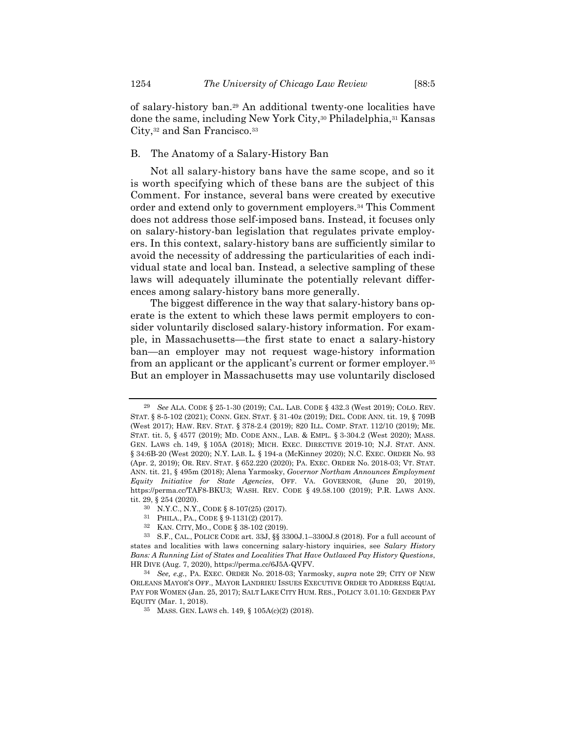of salary-history ban.[29] An additional twenty-one localities have done the same, including New York City,[30] Philadelphia,[31] Kansas City,[32] and San Francisco.[33]

### B. The Anatomy of a Salary-History Ban

Not all salary-history bans have the same scope, and so it is worth specifying which of these bans are the subject of this Comment. For instance, several bans were created by executive order and extend only to government employers.[34] This Comment does not address those self-imposed bans. Instead, it focuses only on salary-history-ban legislation that regulates private employers. In this context, salary-history bans are sufficiently similar to avoid the necessity of addressing the particularities of each individual state and local ban. Instead, a selective sampling of these laws will adequately illuminate the potentially relevant differences among salary-history bans more generally.

The biggest difference in the way that salary-history bans operate is the extent to which these laws permit employers to consider voluntarily disclosed salary-history information. For example, in Massachusetts—the first state to enact a salary-history ban—an employer may not request wage-history information from an applicant or the applicant's current or former employer.[35] But an employer in Massachusetts may use voluntarily disclosed

---

[29] *See* ALA. CODE § 25-1-30 (2019); CAL. LAB. CODE § 432.3 (West 2019); COLO. REV. STAT. § 8-5-102 (2021); CONN. GEN. STAT. § 31-40z (2019); DEL. CODE ANN. tit. 19, § 709B (West 2017); HAW. REV. STAT. § 378-2.4 (2019); 820 ILL. COMP. STAT. 112/10 (2019); ME. STAT. tit. 5, § 4577 (2019); MD. CODE ANN., LAB. & EMPL. § 3-304.2 (West 2020); MASS. GEN. LAWS ch. 149, § 105A (2018); MICH. EXEC. DIRECTIVE 2019-10; N.J. STAT. ANN. § 34:6B-20 (West 2020); N.Y. LAB. L. § 194-a (McKinney 2020); N.C. EXEC. ORDER No. 93 (Apr. 2, 2019); OR. REV. STAT. § 652.220 (2020); PA. EXEC. ORDER No. 2018-03; VT. STAT. ANN. tit. 21, § 495m (2018); Alena Yarmosky, *Governor Northam Announces Employment Equity Initiative for State Agencies*, OFF. VA. GOVERNOR, (June 20, 2019), https://perma.cc/TAF8-BKU3; WASH. REV. CODE § 49.58.100 (2019); P.R. LAWS ANN. tit. 29, § 254 (2020).

[30] N.Y.C., N.Y., CODE § 8-107(25) (2017).

[31] PHILA., PA., CODE § 9-1131(2) (2017).

[32] KAN. CITY, MO., CODE § 38-102 (2019).

[33] S.F., CAL., POLICE CODE art. 33J, §§ 3300J.1–3300J.8 (2018). For a full account of states and localities with laws concerning salary-history inquiries, see *Salary History Bans: A Running List of States and Localities That Have Outlawed Pay History Questions*, HR DIVE (Aug. 7, 2020), https://perma.cc/6J5A-QVFV.

[34] *See, e.g.*, PA. EXEC. ORDER No. 2018-03; Yarmosky, *supra* note 29; CITY OF NEW ORLEANS MAYOR'S OFF., MAYOR LANDRIEU ISSUES EXECUTIVE ORDER TO ADDRESS EQUAL PAY FOR WOMEN (Jan. 25, 2017); SALT LAKE CITY HUM. RES., POLICY 3.01.10: GENDER PAY EQUITY (Mar. 1, 2018).

[35] MASS. GEN. LAWS ch. 149, § 105A(c)(2) (2018).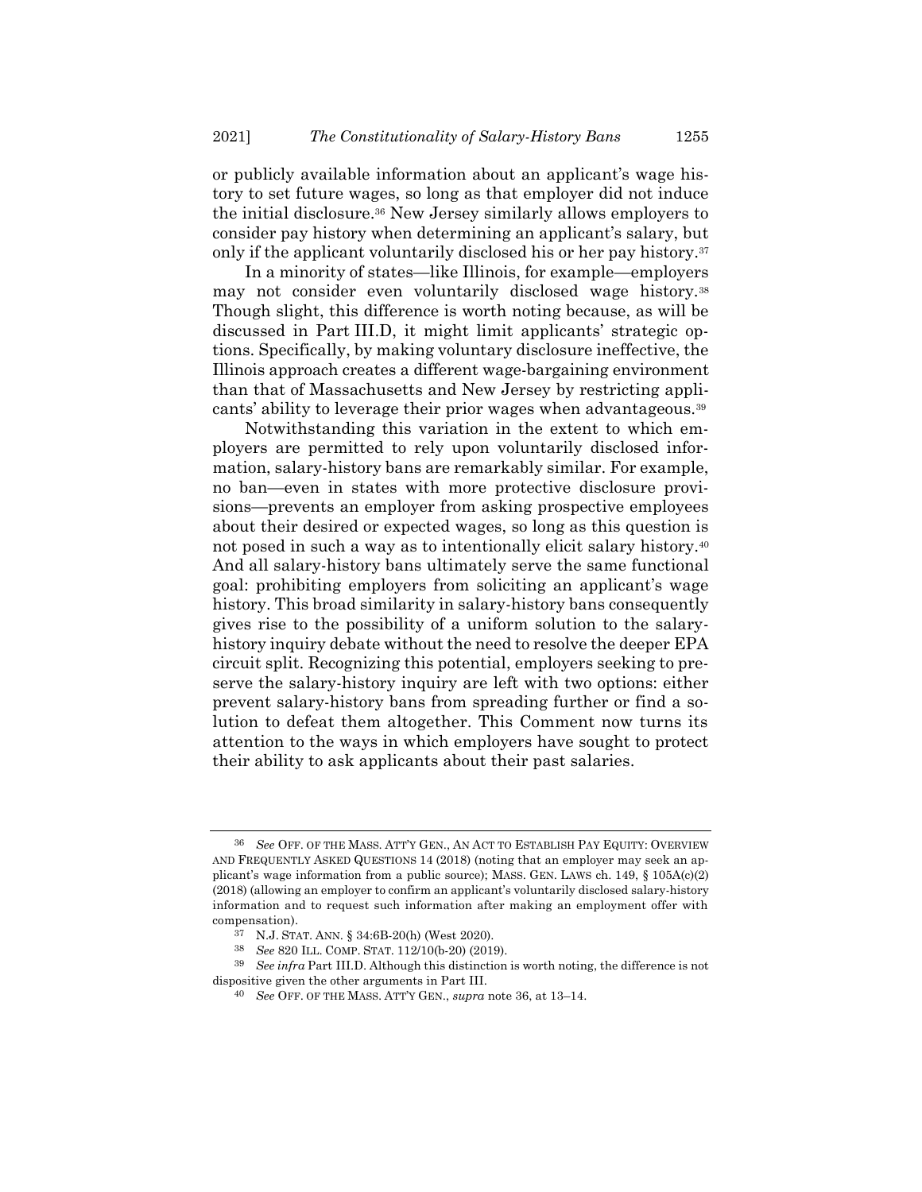or publicly available information about an applicant's wage history to set future wages, so long as that employer did not induce the initial disclosure.[36] New Jersey similarly allows employers to consider pay history when determining an applicant's salary, but only if the applicant voluntarily disclosed his or her pay history.[37]

In a minority of states—like Illinois, for example—employers may not consider even voluntarily disclosed wage history.[38] Though slight, this difference is worth noting because, as will be discussed in Part III.D, it might limit applicants' strategic options. Specifically, by making voluntary disclosure ineffective, the Illinois approach creates a different wage-bargaining environment than that of Massachusetts and New Jersey by restricting applicants' ability to leverage their prior wages when advantageous.[39]

Notwithstanding this variation in the extent to which employers are permitted to rely upon voluntarily disclosed information, salary-history bans are remarkably similar. For example, no ban—even in states with more protective disclosure provisions—prevents an employer from asking prospective employees about their desired or expected wages, so long as this question is not posed in such a way as to intentionally elicit salary history.[40] And all salary-history bans ultimately serve the same functional goal: prohibiting employers from soliciting an applicant's wage history. This broad similarity in salary-history bans consequently gives rise to the possibility of a uniform solution to the salary-history inquiry debate without the need to resolve the deeper EPA circuit split. Recognizing this potential, employers seeking to preserve the salary-history inquiry are left with two options: either prevent salary-history bans from spreading further or find a solution to defeat them altogether. This Comment now turns its attention to the ways in which employers have sought to protect their ability to ask applicants about their past salaries.

---

[36] *See* OFF. OF THE MASS. ATT'Y GEN., AN ACT TO ESTABLISH PAY EQUITY: OVERVIEW AND FREQUENTLY ASKED QUESTIONS 14 (2018) (noting that an employer may seek an applicant's wage information from a public source); MASS. GEN. LAWS ch. 149, § 105A(c)(2) (2018) (allowing an employer to confirm an applicant's voluntarily disclosed salary-history information and to request such information after making an employment offer with compensation).

[37] N.J. STAT. ANN. § 34:6B-20(h) (West 2020).

[38] *See* 820 ILL. COMP. STAT. 112/10(b-20) (2019).

[39] *See infra* Part III.D. Although this distinction is worth noting, the difference is not dispositive given the other arguments in Part III.

[40] *See* OFF. OF THE MASS. ATT'Y GEN., *supra* note 36, at 13–14.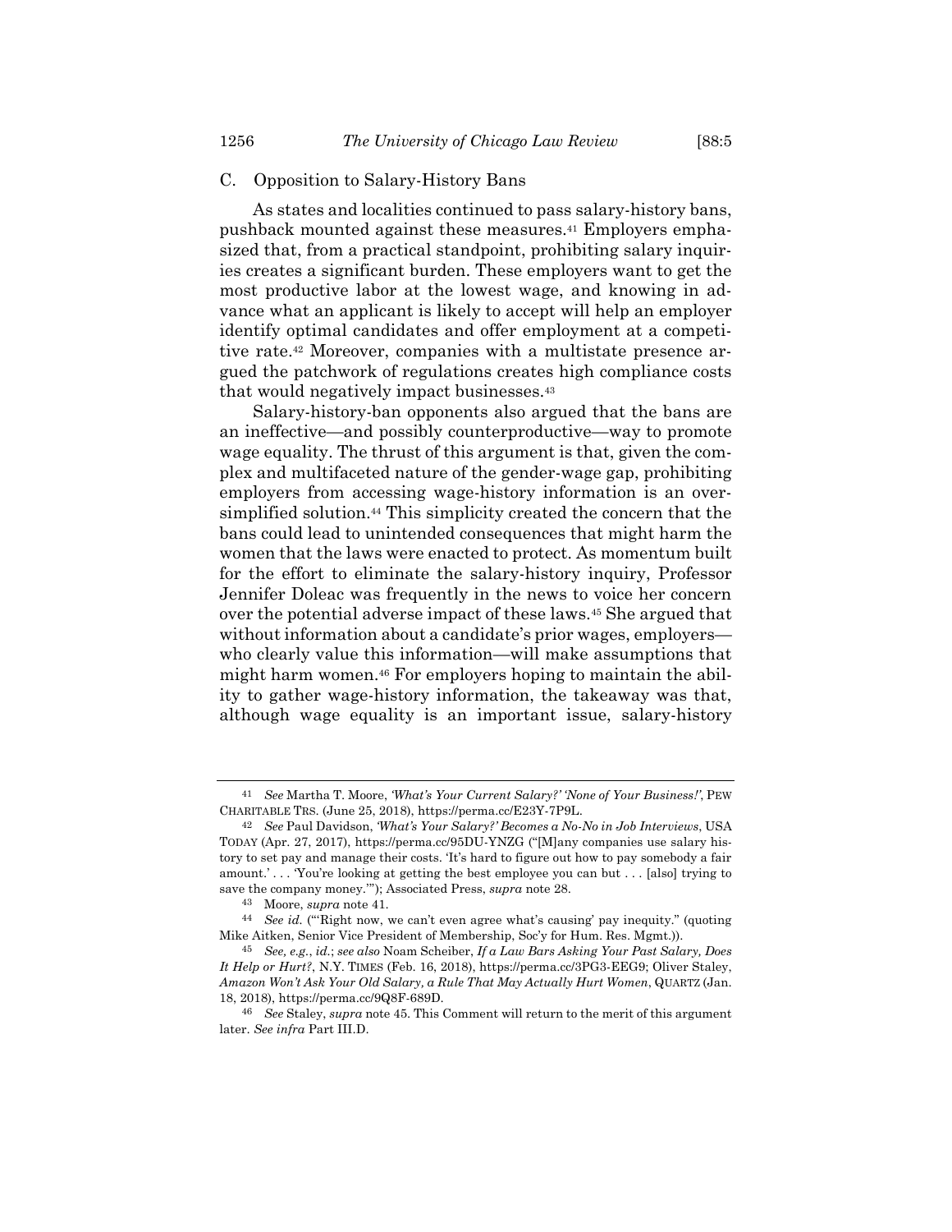### C. Opposition to Salary-History Bans

As states and localities continued to pass salary-history bans, pushback mounted against these measures.[41] Employers emphasized that, from a practical standpoint, prohibiting salary inquiries creates a significant burden. These employers want to get the most productive labor at the lowest wage, and knowing in advance what an applicant is likely to accept will help an employer identify optimal candidates and offer employment at a competitive rate.[42] Moreover, companies with a multistate presence argued the patchwork of regulations creates high compliance costs that would negatively impact businesses.[43]

Salary-history-ban opponents also argued that the bans are an ineffective—and possibly counterproductive—way to promote wage equality. The thrust of this argument is that, given the complex and multifaceted nature of the gender-wage gap, prohibiting employers from accessing wage-history information is an oversimplified solution.[44] This simplicity created the concern that the bans could lead to unintended consequences that might harm the women that the laws were enacted to protect. As momentum built for the effort to eliminate the salary-history inquiry, Professor Jennifer Doleac was frequently in the news to voice her concern over the potential adverse impact of these laws.[45] She argued that without information about a candidate's prior wages, employers—who clearly value this information—will make assumptions that might harm women.[46] For employers hoping to maintain the ability to gather wage-history information, the takeaway was that, although wage equality is an important issue, salary-history

---

[41] *See* Martha T. Moore, *'What's Your Current Salary?' 'None of Your Business!'*, PEW CHARITABLE TRS. (June 25, 2018), https://perma.cc/E23Y-7P9L.

[42] *See* Paul Davidson, *'What's Your Salary?' Becomes a No-No in Job Interviews*, USA TODAY (Apr. 27, 2017), https://perma.cc/95DU-YNZG ("[M]any companies use salary history to set pay and manage their costs. 'It's hard to figure out how to pay somebody a fair amount.' . . . 'You're looking at getting the best employee you can but . . . [also] trying to save the company money.'"); Associated Press, *supra* note 28.

[43] Moore, *supra* note 41.

[44] *See id.* ("'Right now, we can't even agree what's causing' pay inequity." (quoting Mike Aitken, Senior Vice President of Membership, Soc'y for Hum. Res. Mgmt.)).

[45] *See, e.g.*, *id.*; *see also* Noam Scheiber, *If a Law Bars Asking Your Past Salary, Does It Help or Hurt?*, N.Y. TIMES (Feb. 16, 2018), https://perma.cc/3PG3-EEG9; Oliver Staley, *Amazon Won't Ask Your Old Salary, a Rule That May Actually Hurt Women*, QUARTZ (Jan. 18, 2018), https://perma.cc/9Q8F-689D.

[46] *See* Staley, *supra* note 45. This Comment will return to the merit of this argument later. *See infra* Part III.D.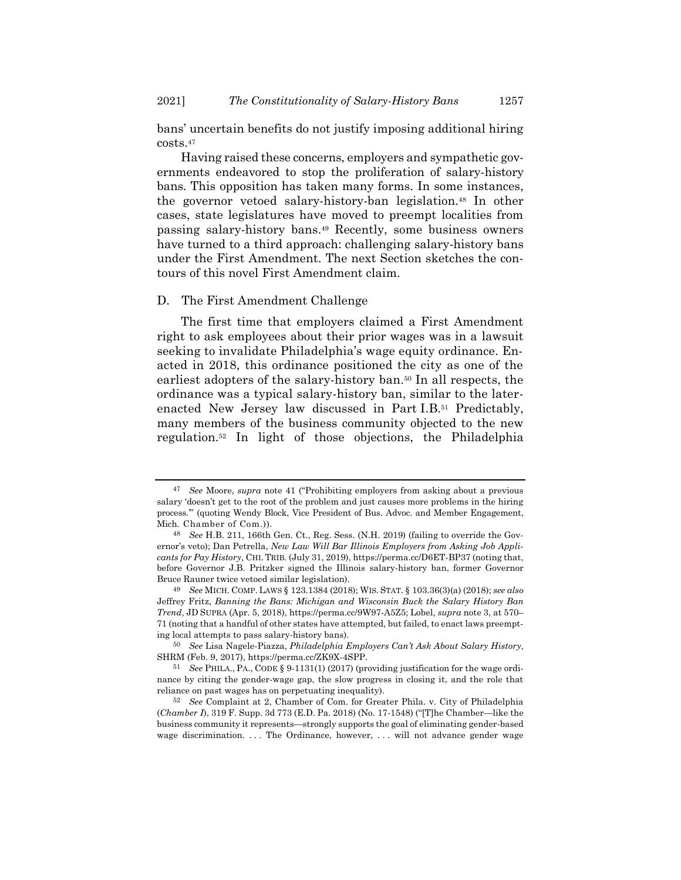bans' uncertain benefits do not justify imposing additional hiring costs.[47]

Having raised these concerns, employers and sympathetic governments endeavored to stop the proliferation of salary-history bans. This opposition has taken many forms. In some instances, the governor vetoed salary-history-ban legislation.[48] In other cases, state legislatures have moved to preempt localities from passing salary-history bans.[49] Recently, some business owners have turned to a third approach: challenging salary-history bans under the First Amendment. The next Section sketches the contours of this novel First Amendment claim.

## D. The First Amendment Challenge

The first time that employers claimed a First Amendment right to ask employees about their prior wages was in a lawsuit seeking to invalidate Philadelphia's wage equity ordinance. Enacted in 2018, this ordinance positioned the city as one of the earliest adopters of the salary-history ban.[50] In all respects, the ordinance was a typical salary-history ban, similar to the later-enacted New Jersey law discussed in Part I.B.[51] Predictably, many members of the business community objected to the new regulation.[52] In light of those objections, the Philadelphia

---

[47] *See* Moore, *supra* note 41 ("Prohibiting employers from asking about a previous salary 'doesn't get to the root of the problem and just causes more problems in the hiring process.'" (quoting Wendy Block, Vice President of Bus. Advoc. and Member Engagement, Mich. Chamber of Com.)).

[48] *See* H.B. 211, 166th Gen. Ct., Reg. Sess. (N.H. 2019) (failing to override the Governor's veto); Dan Petrella, *New Law Will Bar Illinois Employers from Asking Job Applicants for Pay History*, CHI. TRIB. (July 31, 2019), https://perma.cc/D6ET-BP37 (noting that, before Governor J.B. Pritzker signed the Illinois salary-history ban, former Governor Bruce Rauner twice vetoed similar legislation).

[49] *See* MICH. COMP. LAWS § 123.1384 (2018); WIS. STAT. § 103.36(3)(a) (2018); *see also* Jeffrey Fritz, *Banning the Bans: Michigan and Wisconsin Buck the Salary History Ban Trend*, JD SUPRA (Apr. 5, 2018), https://perma.cc/9W97-A5Z5; Lobel, *supra* note 3, at 570–71 (noting that a handful of other states have attempted, but failed, to enact laws preempting local attempts to pass salary-history bans).

[50] *See* Lisa Nagele-Piazza, *Philadelphia Employers Can't Ask About Salary History*, SHRM (Feb. 9, 2017), https://perma.cc/ZK9X-4SPP.

[51] *See* PHILA., PA., CODE § 9-1131(1) (2017) (providing justification for the wage ordinance by citing the gender-wage gap, the slow progress in closing it, and the role that reliance on past wages has on perpetuating inequality).

[52] *See* Complaint at 2, Chamber of Com. for Greater Phila. v. City of Philadelphia (*Chamber I*), 319 F. Supp. 3d 773 (E.D. Pa. 2018) (No. 17-1548) ("[T]he Chamber—like the business community it represents—strongly supports the goal of eliminating gender-based wage discrimination. . . . The Ordinance, however, . . . will not advance gender wage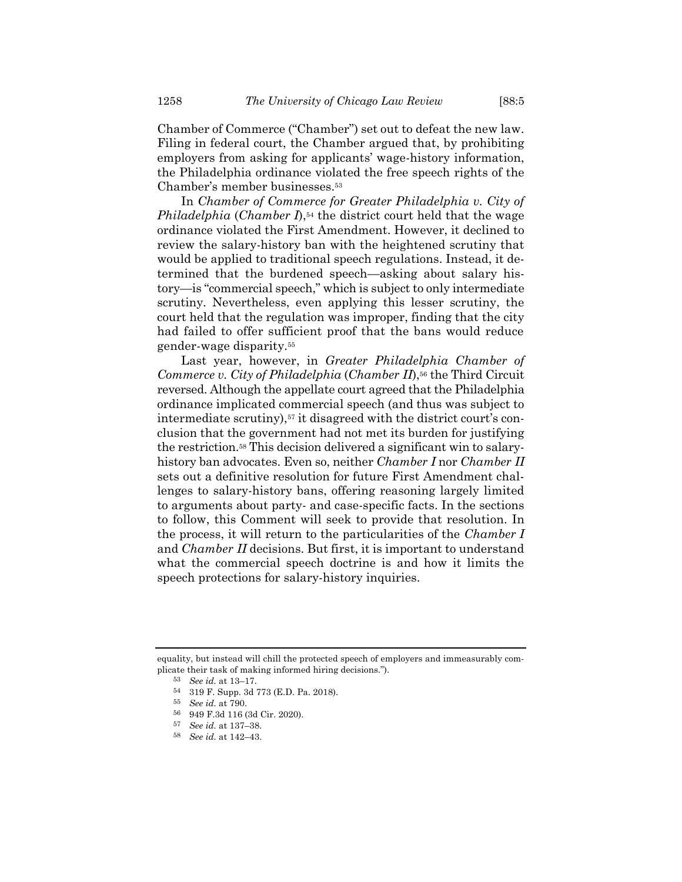Chamber of Commerce ("Chamber") set out to defeat the new law. Filing in federal court, the Chamber argued that, by prohibiting employers from asking for applicants' wage-history information, the Philadelphia ordinance violated the free speech rights of the Chamber's member businesses.[53]

In *Chamber of Commerce for Greater Philadelphia v. City of Philadelphia* (*Chamber I*),[54] the district court held that the wage ordinance violated the First Amendment. However, it declined to review the salary-history ban with the heightened scrutiny that would be applied to traditional speech regulations. Instead, it determined that the burdened speech—asking about salary history—is "commercial speech," which is subject to only intermediate scrutiny. Nevertheless, even applying this lesser scrutiny, the court held that the regulation was improper, finding that the city had failed to offer sufficient proof that the bans would reduce gender-wage disparity.[55]

Last year, however, in *Greater Philadelphia Chamber of Commerce v. City of Philadelphia* (*Chamber II*),[56] the Third Circuit reversed. Although the appellate court agreed that the Philadelphia ordinance implicated commercial speech (and thus was subject to intermediate scrutiny),[57] it disagreed with the district court's conclusion that the government had not met its burden for justifying the restriction.[58] This decision delivered a significant win to salary-history ban advocates. Even so, neither *Chamber I* nor *Chamber II* sets out a definitive resolution for future First Amendment challenges to salary-history bans, offering reasoning largely limited to arguments about party- and case-specific facts. In the sections to follow, this Comment will seek to provide that resolution. In the process, it will return to the particularities of the *Chamber I* and *Chamber II* decisions. But first, it is important to understand what the commercial speech doctrine is and how it limits the speech protections for salary-history inquiries.

---

equality, but instead will chill the protected speech of employers and immeasurably complicate their task of making informed hiring decisions.").

[53] *See id.* at 13–17.

[54] 319 F. Supp. 3d 773 (E.D. Pa. 2018).

[55] *See id.* at 790.

[56] 949 F.3d 116 (3d Cir. 2020).

[57] *See id.* at 137–38.

[58] *See id.* at 142–43.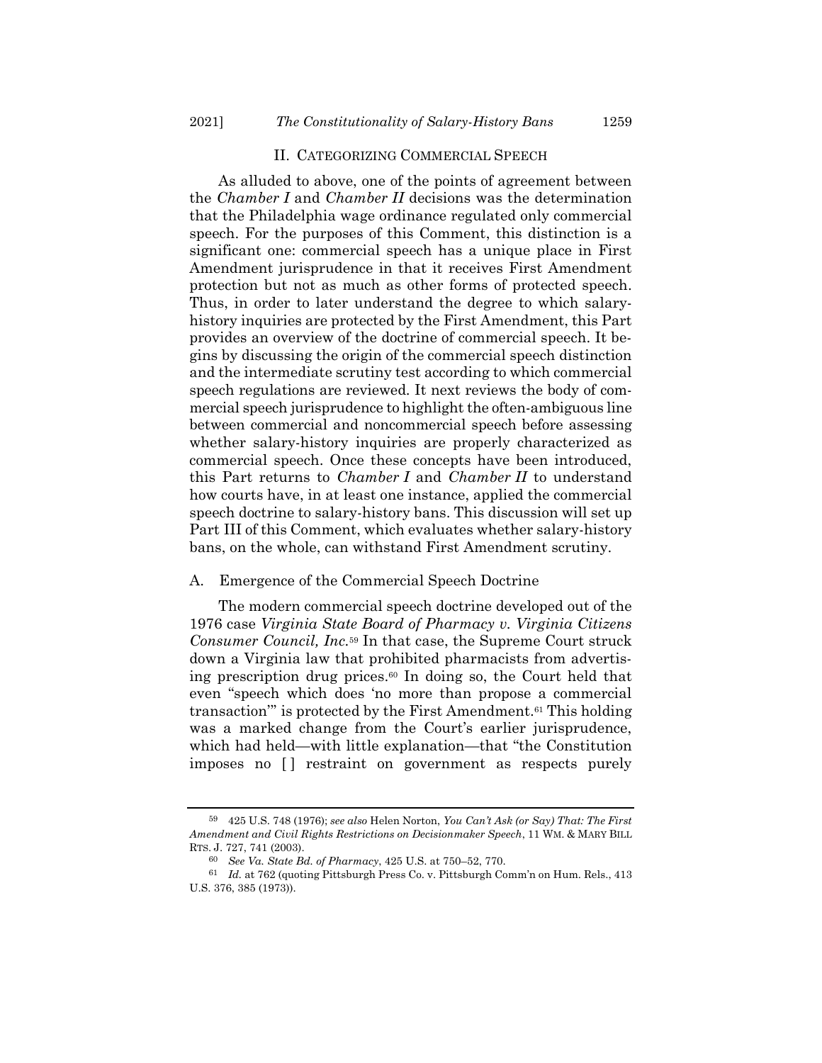## II. CATEGORIZING COMMERCIAL SPEECH

As alluded to above, one of the points of agreement between the *Chamber I* and *Chamber II* decisions was the determination that the Philadelphia wage ordinance regulated only commercial speech. For the purposes of this Comment, this distinction is a significant one: commercial speech has a unique place in First Amendment jurisprudence in that it receives First Amendment protection but not as much as other forms of protected speech. Thus, in order to later understand the degree to which salary-history inquiries are protected by the First Amendment, this Part provides an overview of the doctrine of commercial speech. It begins by discussing the origin of the commercial speech distinction and the intermediate scrutiny test according to which commercial speech regulations are reviewed. It next reviews the body of commercial speech jurisprudence to highlight the often-ambiguous line between commercial and noncommercial speech before assessing whether salary-history inquiries are properly characterized as commercial speech. Once these concepts have been introduced, this Part returns to *Chamber I* and *Chamber II* to understand how courts have, in at least one instance, applied the commercial speech doctrine to salary-history bans. This discussion will set up Part III of this Comment, which evaluates whether salary-history bans, on the whole, can withstand First Amendment scrutiny.

### A. Emergence of the Commercial Speech Doctrine

The modern commercial speech doctrine developed out of the 1976 case *Virginia State Board of Pharmacy v. Virginia Citizens Consumer Council, Inc.*[59] In that case, the Supreme Court struck down a Virginia law that prohibited pharmacists from advertising prescription drug prices.[60] In doing so, the Court held that even "speech which does 'no more than propose a commercial transaction'" is protected by the First Amendment.[61] This holding was a marked change from the Court's earlier jurisprudence, which had held—with little explanation—that "the Constitution imposes no [ ] restraint on government as respects purely

---

[59] 425 U.S. 748 (1976); *see also* Helen Norton, *You Can't Ask (or Say) That: The First Amendment and Civil Rights Restrictions on Decisionmaker Speech*, 11 WM. & MARY BILL RTS. J. 727, 741 (2003).

[60] *See Va. State Bd. of Pharmacy*, 425 U.S. at 750–52, 770.

[61] *Id.* at 762 (quoting Pittsburgh Press Co. v. Pittsburgh Comm'n on Hum. Rels., 413 U.S. 376, 385 (1973)).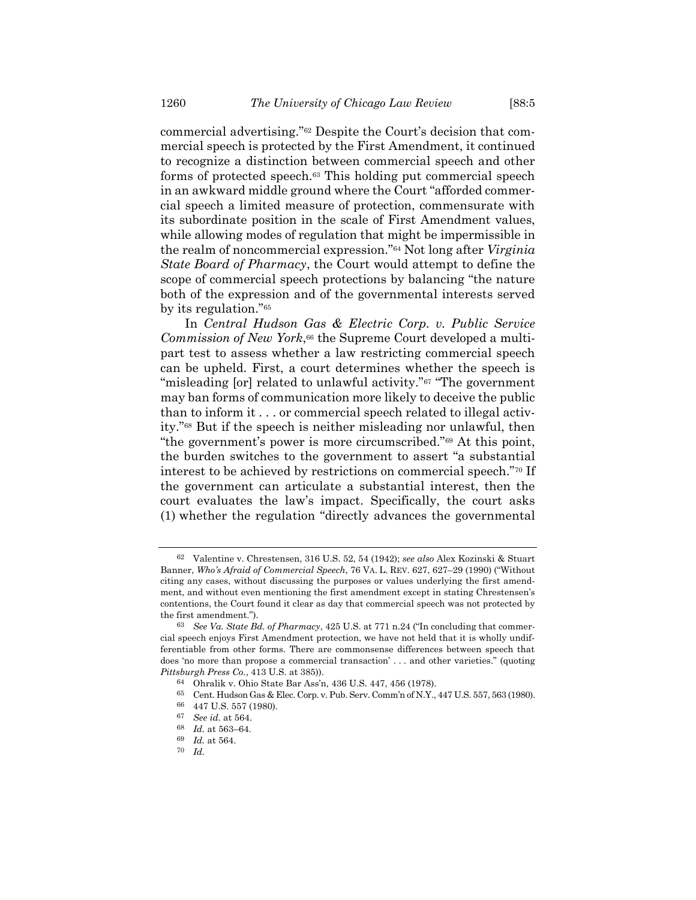commercial advertising."[62] Despite the Court's decision that commercial speech is protected by the First Amendment, it continued to recognize a distinction between commercial speech and other forms of protected speech.[63] This holding put commercial speech in an awkward middle ground where the Court "afforded commercial speech a limited measure of protection, commensurate with its subordinate position in the scale of First Amendment values, while allowing modes of regulation that might be impermissible in the realm of noncommercial expression."[64] Not long after *Virginia State Board of Pharmacy*, the Court would attempt to define the scope of commercial speech protections by balancing "the nature both of the expression and of the governmental interests served by its regulation."[65]

In *Central Hudson Gas & Electric Corp. v. Public Service Commission of New York*,[66] the Supreme Court developed a multipart test to assess whether a law restricting commercial speech can be upheld. First, a court determines whether the speech is "misleading [or] related to unlawful activity."[67] "The government may ban forms of communication more likely to deceive the public than to inform it . . . or commercial speech related to illegal activity."[68] But if the speech is neither misleading nor unlawful, then "the government's power is more circumscribed."[69] At this point, the burden switches to the government to assert "a substantial interest to be achieved by restrictions on commercial speech."[70] If the government can articulate a substantial interest, then the court evaluates the law's impact. Specifically, the court asks (1) whether the regulation "directly advances the governmental

---

[62] Valentine v. Chrestensen, 316 U.S. 52, 54 (1942); *see also* Alex Kozinski & Stuart Banner, *Who's Afraid of Commercial Speech*, 76 VA. L. REV. 627, 627–29 (1990) ("Without citing any cases, without discussing the purposes or values underlying the first amendment, and without even mentioning the first amendment except in stating Chrestensen's contentions, the Court found it clear as day that commercial speech was not protected by the first amendment.").

[63] *See Va. State Bd. of Pharmacy*, 425 U.S. at 771 n.24 ("In concluding that commercial speech enjoys First Amendment protection, we have not held that it is wholly undifferentiable from other forms. There are commonsense differences between speech that does 'no more than propose a commercial transaction' . . . and other varieties." (quoting *Pittsburgh Press Co.*, 413 U.S. at 385)).

[64] Ohralik v. Ohio State Bar Ass'n, 436 U.S. 447, 456 (1978).

[65] Cent. Hudson Gas & Elec. Corp. v. Pub. Serv. Comm'n of N.Y., 447 U.S. 557, 563 (1980).

[66] 447 U.S. 557 (1980).

[67] *See id.* at 564.

[68] *Id.* at 563–64.

[69] *Id.* at 564.

[70] *Id.*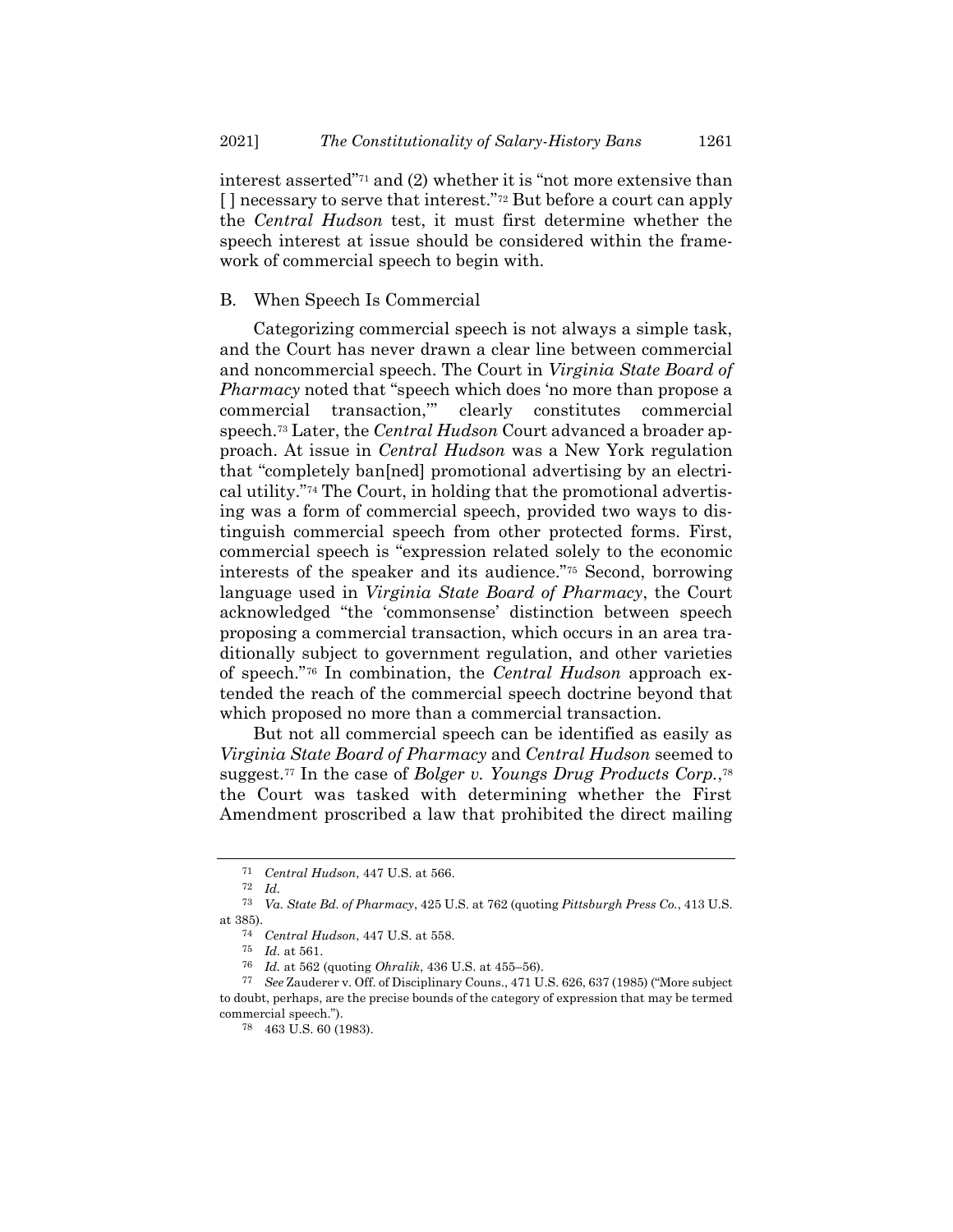interest asserted"[71] and (2) whether it is "not more extensive than [ ] necessary to serve that interest."[72] But before a court can apply the *Central Hudson* test, it must first determine whether the speech interest at issue should be considered within the framework of commercial speech to begin with.

## B. When Speech Is Commercial

Categorizing commercial speech is not always a simple task, and the Court has never drawn a clear line between commercial and noncommercial speech. The Court in *Virginia State Board of Pharmacy* noted that "speech which does 'no more than propose a commercial transaction,'" clearly constitutes commercial speech.[73] Later, the *Central Hudson* Court advanced a broader approach. At issue in *Central Hudson* was a New York regulation that "completely ban[ned] promotional advertising by an electrical utility."[74] The Court, in holding that the promotional advertising was a form of commercial speech, provided two ways to distinguish commercial speech from other protected forms. First, commercial speech is "expression related solely to the economic interests of the speaker and its audience."[75] Second, borrowing language used in *Virginia State Board of Pharmacy*, the Court acknowledged "the 'commonsense' distinction between speech proposing a commercial transaction, which occurs in an area traditionally subject to government regulation, and other varieties of speech."[76] In combination, the *Central Hudson* approach extended the reach of the commercial speech doctrine beyond that which proposed no more than a commercial transaction.

But not all commercial speech can be identified as easily as *Virginia State Board of Pharmacy* and *Central Hudson* seemed to suggest.[77] In the case of *Bolger v. Youngs Drug Products Corp.*,[78] the Court was tasked with determining whether the First Amendment proscribed a law that prohibited the direct mailing

---

[71] *Central Hudson*, 447 U.S. at 566.

[72] *Id.*

[73] *Va. State Bd. of Pharmacy*, 425 U.S. at 762 (quoting *Pittsburgh Press Co.*, 413 U.S. at 385).

[74] *Central Hudson*, 447 U.S. at 558.

[75] *Id.* at 561.

[76] *Id.* at 562 (quoting *Ohralik*, 436 U.S. at 455–56).

[77] *See* Zauderer v. Off. of Disciplinary Couns., 471 U.S. 626, 637 (1985) ("More subject to doubt, perhaps, are the precise bounds of the category of expression that may be termed commercial speech.").

[78] 463 U.S. 60 (1983).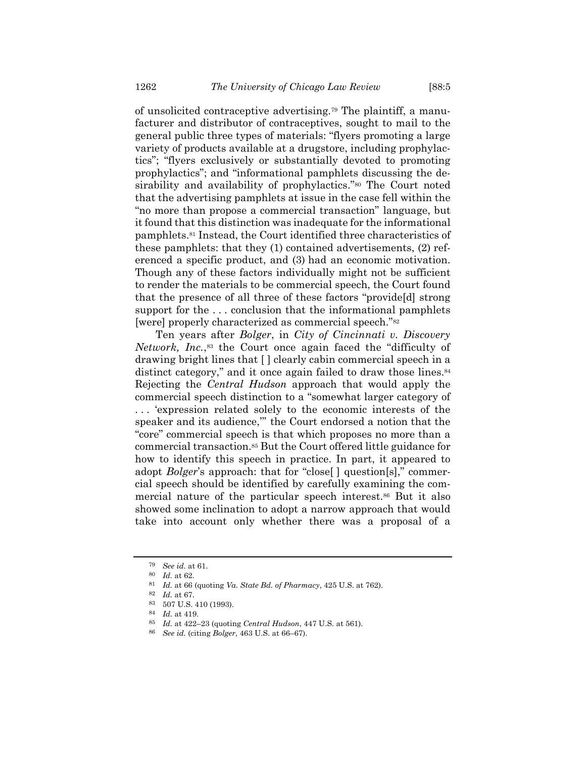of unsolicited contraceptive advertising.[79] The plaintiff, a manufacturer and distributor of contraceptives, sought to mail to the general public three types of materials: "flyers promoting a large variety of products available at a drugstore, including prophylactics"; "flyers exclusively or substantially devoted to promoting prophylactics"; and "informational pamphlets discussing the desirability and availability of prophylactics."[80] The Court noted that the advertising pamphlets at issue in the case fell within the "no more than propose a commercial transaction" language, but it found that this distinction was inadequate for the informational pamphlets.[81] Instead, the Court identified three characteristics of these pamphlets: that they (1) contained advertisements, (2) referenced a specific product, and (3) had an economic motivation. Though any of these factors individually might not be sufficient to render the materials to be commercial speech, the Court found that the presence of all three of these factors "provide[d] strong support for the . . . conclusion that the informational pamphlets [were] properly characterized as commercial speech."[82]

Ten years after *Bolger*, in *City of Cincinnati v. Discovery Network, Inc.*,[83] the Court once again faced the "difficulty of drawing bright lines that [ ] clearly cabin commercial speech in a distinct category," and it once again failed to draw those lines.[84] Rejecting the *Central Hudson* approach that would apply the commercial speech distinction to a "somewhat larger category of . . . 'expression related solely to the economic interests of the speaker and its audience,'" the Court endorsed a notion that the "core" commercial speech is that which proposes no more than a commercial transaction.[85] But the Court offered little guidance for how to identify this speech in practice. In part, it appeared to adopt *Bolger*'s approach: that for "close[ ] question[s]," commercial speech should be identified by carefully examining the commercial nature of the particular speech interest.[86] But it also showed some inclination to adopt a narrow approach that would take into account only whether there was a proposal of a

---

79 *See id.* at 61.

80 *Id.* at 62.

81 *Id.* at 66 (quoting *Va. State Bd. of Pharmacy*, 425 U.S. at 762).

82 *Id.* at 67.

83 507 U.S. 410 (1993).

84 *Id.* at 419.

85 *Id.* at 422–23 (quoting *Central Hudson*, 447 U.S. at 561).

86 *See id.* (citing *Bolger*, 463 U.S. at 66–67).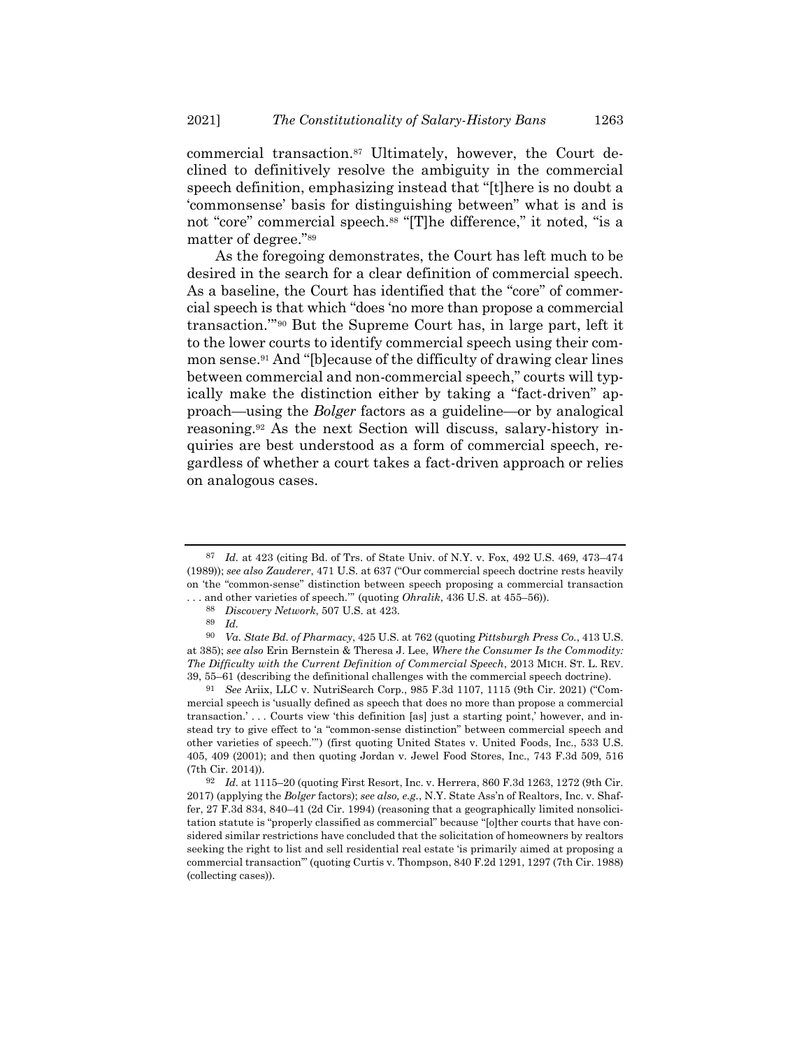commercial transaction.[87] Ultimately, however, the Court declined to definitively resolve the ambiguity in the commercial speech definition, emphasizing instead that "[t]here is no doubt a 'commonsense' basis for distinguishing between" what is and is not "core" commercial speech.[88] "[T]he difference," it noted, "is a matter of degree."[89]

As the foregoing demonstrates, the Court has left much to be desired in the search for a clear definition of commercial speech. As a baseline, the Court has identified that the "core" of commercial speech is that which "does 'no more than propose a commercial transaction.'"[90] But the Supreme Court has, in large part, left it to the lower courts to identify commercial speech using their common sense.[91] And "[b]ecause of the difficulty of drawing clear lines between commercial and non-commercial speech," courts will typically make the distinction either by taking a "fact-driven" approach—using the *Bolger* factors as a guideline—or by analogical reasoning.[92] As the next Section will discuss, salary-history inquiries are best understood as a form of commercial speech, regardless of whether a court takes a fact-driven approach or relies on analogous cases.

---

[87] *Id.* at 423 (citing Bd. of Trs. of State Univ. of N.Y. v. Fox, 492 U.S. 469, 473–474 (1989)); *see also Zauderer*, 471 U.S. at 637 ("Our commercial speech doctrine rests heavily on 'the "common-sense" distinction between speech proposing a commercial transaction . . . and other varieties of speech.'" (quoting *Ohralik*, 436 U.S. at 455–56)).

[88] *Discovery Network*, 507 U.S. at 423.

[89] *Id.*

[90] *Va. State Bd. of Pharmacy*, 425 U.S. at 762 (quoting *Pittsburgh Press Co.*, 413 U.S. at 385); *see also* Erin Bernstein & Theresa J. Lee, *Where the Consumer Is the Commodity: The Difficulty with the Current Definition of Commercial Speech*, 2013 MICH. ST. L. REV. 39, 55–61 (describing the definitional challenges with the commercial speech doctrine).

[91] *See* Ariix, LLC v. NutriSearch Corp., 985 F.3d 1107, 1115 (9th Cir. 2021) ("Commercial speech is 'usually defined as speech that does no more than propose a commercial transaction.' . . . Courts view 'this definition [as] just a starting point,' however, and instead try to give effect to 'a "common-sense distinction" between commercial speech and other varieties of speech.'") (first quoting United States v. United Foods, Inc., 533 U.S. 405, 409 (2001); and then quoting Jordan v. Jewel Food Stores, Inc., 743 F.3d 509, 516 (7th Cir. 2014)).

[92] *Id.* at 1115–20 (quoting First Resort, Inc. v. Herrera, 860 F.3d 1263, 1272 (9th Cir. 2017) (applying the *Bolger* factors); *see also, e.g.*, N.Y. State Ass'n of Realtors, Inc. v. Shaffer, 27 F.3d 834, 840–41 (2d Cir. 1994) (reasoning that a geographically limited nonsolicitation statute is "properly classified as commercial" because "[o]ther courts that have considered similar restrictions have concluded that the solicitation of homeowners by realtors seeking the right to list and sell residential real estate 'is primarily aimed at proposing a commercial transaction'" (quoting Curtis v. Thompson, 840 F.2d 1291, 1297 (7th Cir. 1988) (collecting cases)).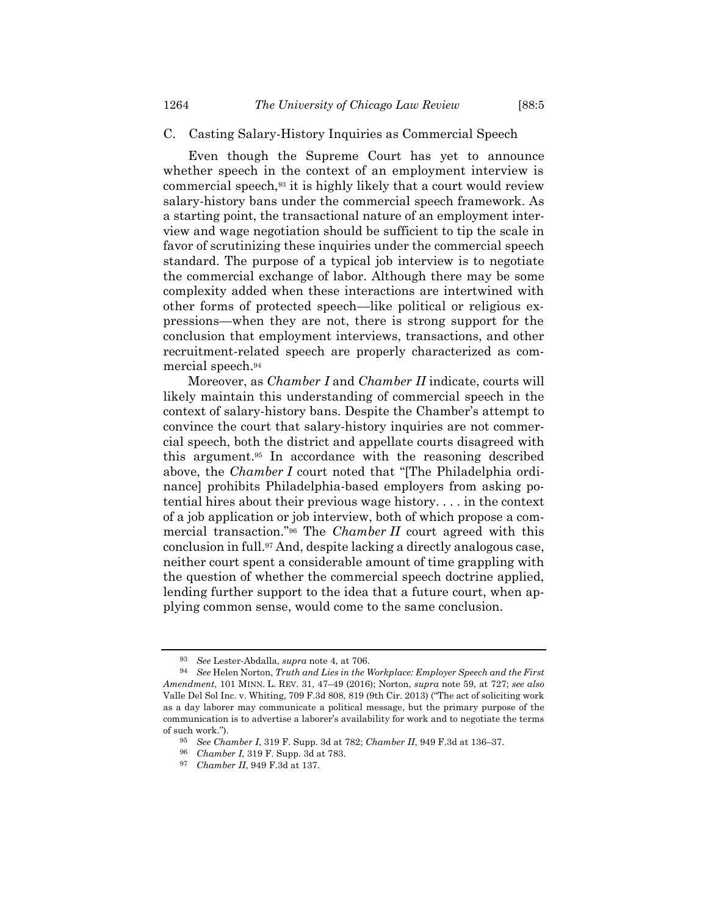### C. Casting Salary-History Inquiries as Commercial Speech

Even though the Supreme Court has yet to announce whether speech in the context of an employment interview is commercial speech,[93] it is highly likely that a court would review salary-history bans under the commercial speech framework. As a starting point, the transactional nature of an employment interview and wage negotiation should be sufficient to tip the scale in favor of scrutinizing these inquiries under the commercial speech standard. The purpose of a typical job interview is to negotiate the commercial exchange of labor. Although there may be some complexity added when these interactions are intertwined with other forms of protected speech—like political or religious expressions—when they are not, there is strong support for the conclusion that employment interviews, transactions, and other recruitment-related speech are properly characterized as commercial speech.[94]

Moreover, as *Chamber I* and *Chamber II* indicate, courts will likely maintain this understanding of commercial speech in the context of salary-history bans. Despite the Chamber's attempt to convince the court that salary-history inquiries are not commercial speech, both the district and appellate courts disagreed with this argument.[95] In accordance with the reasoning described above, the *Chamber I* court noted that "[The Philadelphia ordinance] prohibits Philadelphia-based employers from asking potential hires about their previous wage history. . . . in the context of a job application or job interview, both of which propose a commercial transaction."[96] The *Chamber II* court agreed with this conclusion in full.[97] And, despite lacking a directly analogous case, neither court spent a considerable amount of time grappling with the question of whether the commercial speech doctrine applied, lending further support to the idea that a future court, when applying common sense, would come to the same conclusion.

---

[93] *See* Lester-Abdalla, *supra* note 4, at 706.

[94] *See* Helen Norton, *Truth and Lies in the Workplace: Employer Speech and the First Amendment*, 101 MINN. L. REV. 31, 47–49 (2016); Norton, *supra* note 59, at 727; *see also* Valle Del Sol Inc. v. Whiting, 709 F.3d 808, 819 (9th Cir. 2013) ("The act of soliciting work as a day laborer may communicate a political message, but the primary purpose of the communication is to advertise a laborer's availability for work and to negotiate the terms of such work.").

[95] *See Chamber I*, 319 F. Supp. 3d at 782; *Chamber II*, 949 F.3d at 136–37.

[96] *Chamber I*, 319 F. Supp. 3d at 783.

[97] *Chamber II*, 949 F.3d at 137.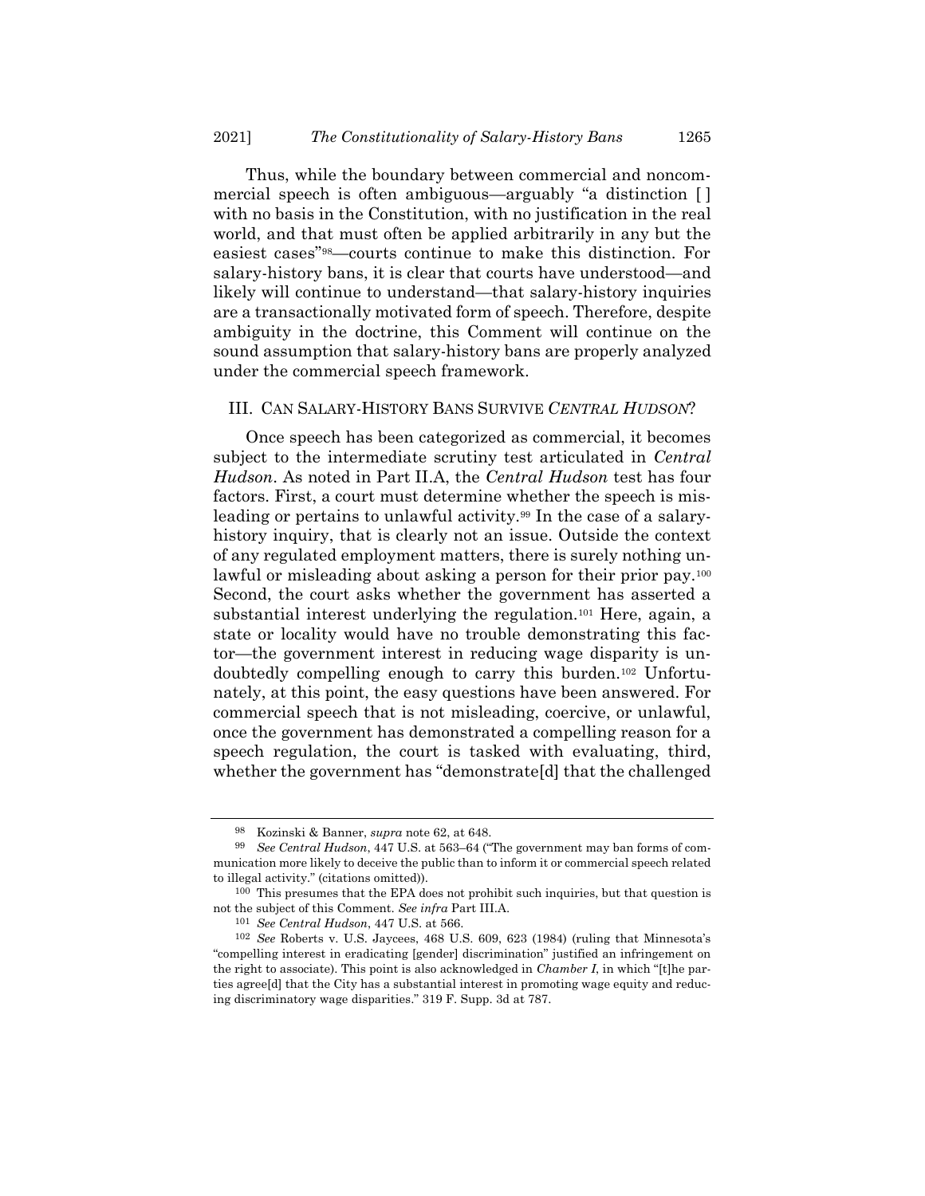Thus, while the boundary between commercial and noncommercial speech is often ambiguous—arguably "a distinction [ ] with no basis in the Constitution, with no justification in the real world, and that must often be applied arbitrarily in any but the easiest cases"[98]—courts continue to make this distinction. For salary-history bans, it is clear that courts have understood—and likely will continue to understand—that salary-history inquiries are a transactionally motivated form of speech. Therefore, despite ambiguity in the doctrine, this Comment will continue on the sound assumption that salary-history bans are properly analyzed under the commercial speech framework.

## III. CAN SALARY-HISTORY BANS SURVIVE *CENTRAL HUDSON*?

Once speech has been categorized as commercial, it becomes subject to the intermediate scrutiny test articulated in *Central Hudson*. As noted in Part II.A, the *Central Hudson* test has four factors. First, a court must determine whether the speech is misleading or pertains to unlawful activity.[99] In the case of a salary-history inquiry, that is clearly not an issue. Outside the context of any regulated employment matters, there is surely nothing unlawful or misleading about asking a person for their prior pay.[100] Second, the court asks whether the government has asserted a substantial interest underlying the regulation.[101] Here, again, a state or locality would have no trouble demonstrating this factor—the government interest in reducing wage disparity is undoubtedly compelling enough to carry this burden.[102] Unfortunately, at this point, the easy questions have been answered. For commercial speech that is not misleading, coercive, or unlawful, once the government has demonstrated a compelling reason for a speech regulation, the court is tasked with evaluating, third, whether the government has "demonstrate[d] that the challenged

---

[98] Kozinski & Banner, *supra* note 62, at 648.

[99] *See Central Hudson*, 447 U.S. at 563–64 ("The government may ban forms of communication more likely to deceive the public than to inform it or commercial speech related to illegal activity." (citations omitted)).

[100] This presumes that the EPA does not prohibit such inquiries, but that question is not the subject of this Comment. *See infra* Part III.A.

[101] *See Central Hudson*, 447 U.S. at 566.

[102] *See* Roberts v. U.S. Jaycees, 468 U.S. 609, 623 (1984) (ruling that Minnesota's "compelling interest in eradicating [gender] discrimination" justified an infringement on the right to associate). This point is also acknowledged in *Chamber I*, in which "[t]he parties agree[d] that the City has a substantial interest in promoting wage equity and reducing discriminatory wage disparities." 319 F. Supp. 3d at 787.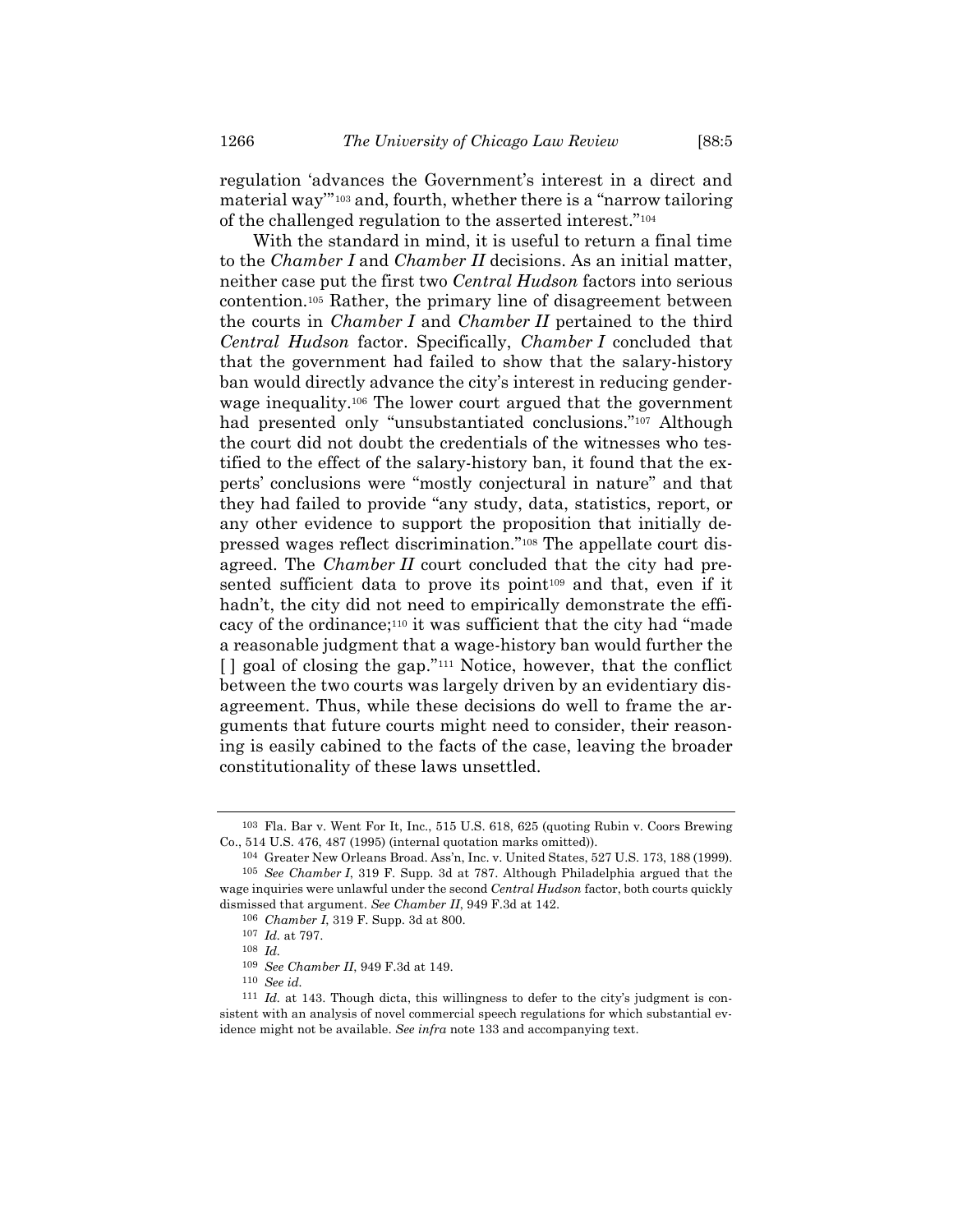regulation 'advances the Government's interest in a direct and material way'"[103] and, fourth, whether there is a "narrow tailoring of the challenged regulation to the asserted interest."[104]

With the standard in mind, it is useful to return a final time to the *Chamber I* and *Chamber II* decisions. As an initial matter, neither case put the first two *Central Hudson* factors into serious contention.[105] Rather, the primary line of disagreement between the courts in *Chamber I* and *Chamber II* pertained to the third *Central Hudson* factor. Specifically, *Chamber I* concluded that that the government had failed to show that the salary-history ban would directly advance the city's interest in reducing gender-wage inequality.[106] The lower court argued that the government had presented only "unsubstantiated conclusions."[107] Although the court did not doubt the credentials of the witnesses who testified to the effect of the salary-history ban, it found that the experts' conclusions were "mostly conjectural in nature" and that they had failed to provide "any study, data, statistics, report, or any other evidence to support the proposition that initially depressed wages reflect discrimination."[108] The appellate court disagreed. The *Chamber II* court concluded that the city had presented sufficient data to prove its point[109] and that, even if it hadn't, the city did not need to empirically demonstrate the efficacy of the ordinance;[110] it was sufficient that the city had "made a reasonable judgment that a wage-history ban would further the [ ] goal of closing the gap."[111] Notice, however, that the conflict between the two courts was largely driven by an evidentiary disagreement. Thus, while these decisions do well to frame the arguments that future courts might need to consider, their reasoning is easily cabined to the facts of the case, leaving the broader constitutionality of these laws unsettled.

---

[103] Fla. Bar v. Went For It, Inc., 515 U.S. 618, 625 (quoting Rubin v. Coors Brewing Co., 514 U.S. 476, 487 (1995) (internal quotation marks omitted)).

[104] Greater New Orleans Broad. Ass'n, Inc. v. United States, 527 U.S. 173, 188 (1999).

[105] *See Chamber I*, 319 F. Supp. 3d at 787. Although Philadelphia argued that the wage inquiries were unlawful under the second *Central Hudson* factor, both courts quickly dismissed that argument. *See Chamber II*, 949 F.3d at 142.

[106] *Chamber I*, 319 F. Supp. 3d at 800.

[107] *Id.* at 797.

[108] *Id.*

[109] *See Chamber II*, 949 F.3d at 149.

[110] *See id.*

[111] *Id.* at 143. Though dicta, this willingness to defer to the city's judgment is consistent with an analysis of novel commercial speech regulations for which substantial evidence might not be available. *See infra* note 133 and accompanying text.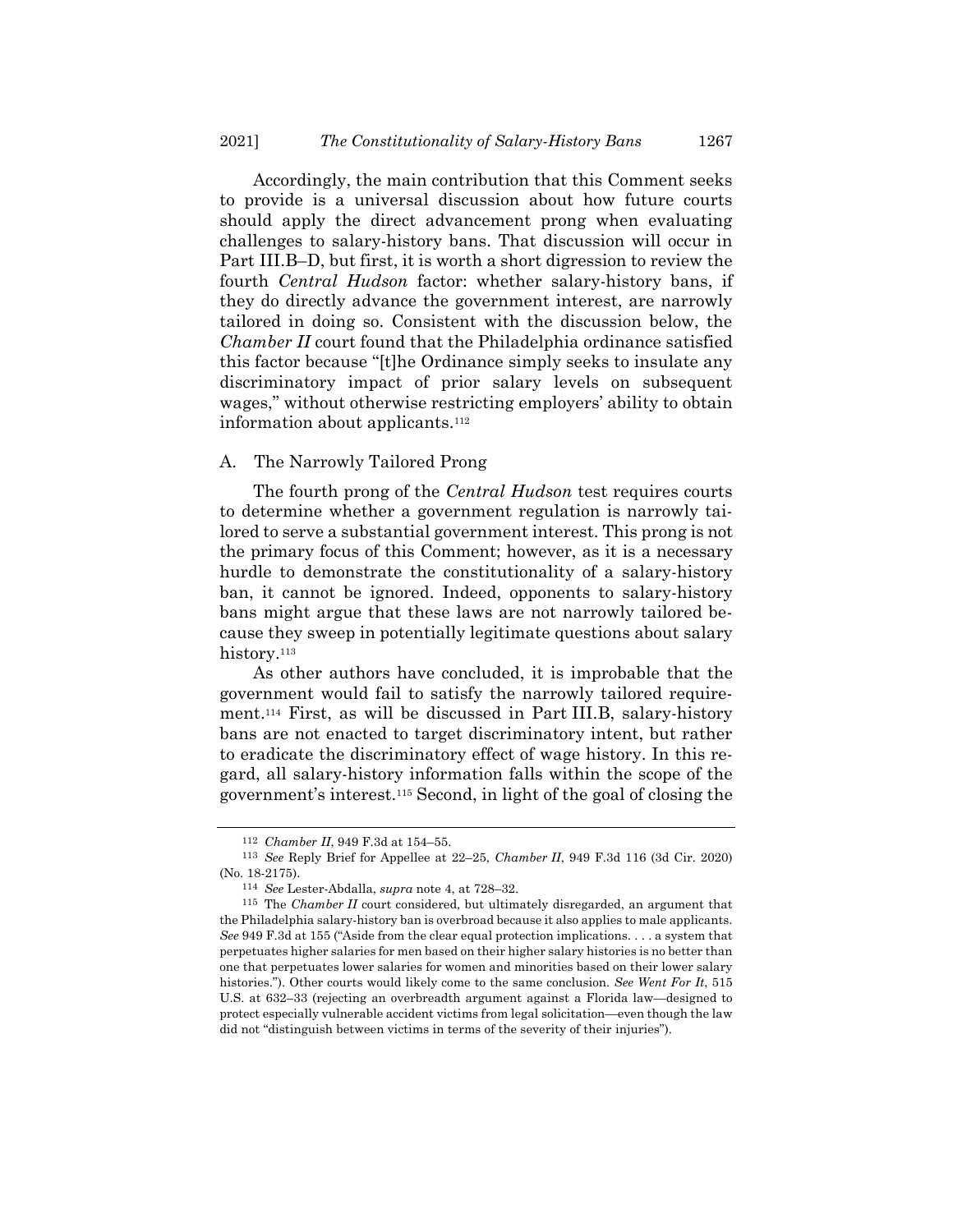Accordingly, the main contribution that this Comment seeks to provide is a universal discussion about how future courts should apply the direct advancement prong when evaluating challenges to salary-history bans. That discussion will occur in Part III.B–D, but first, it is worth a short digression to review the fourth *Central Hudson* factor: whether salary-history bans, if they do directly advance the government interest, are narrowly tailored in doing so. Consistent with the discussion below, the *Chamber II* court found that the Philadelphia ordinance satisfied this factor because "[t]he Ordinance simply seeks to insulate any discriminatory impact of prior salary levels on subsequent wages," without otherwise restricting employers' ability to obtain information about applicants.[112]

## A. The Narrowly Tailored Prong

The fourth prong of the *Central Hudson* test requires courts to determine whether a government regulation is narrowly tailored to serve a substantial government interest. This prong is not the primary focus of this Comment; however, as it is a necessary hurdle to demonstrate the constitutionality of a salary-history ban, it cannot be ignored. Indeed, opponents to salary-history bans might argue that these laws are not narrowly tailored because they sweep in potentially legitimate questions about salary history.[113]

As other authors have concluded, it is improbable that the government would fail to satisfy the narrowly tailored requirement.[114] First, as will be discussed in Part III.B, salary-history bans are not enacted to target discriminatory intent, but rather to eradicate the discriminatory effect of wage history. In this regard, all salary-history information falls within the scope of the government's interest.[115] Second, in light of the goal of closing the

---

[112] *Chamber II*, 949 F.3d at 154–55.

[113] *See* Reply Brief for Appellee at 22–25, *Chamber II*, 949 F.3d 116 (3d Cir. 2020) (No. 18-2175).

[114] *See* Lester-Abdalla, *supra* note 4, at 728–32.

[115] The *Chamber II* court considered, but ultimately disregarded, an argument that the Philadelphia salary-history ban is overbroad because it also applies to male applicants. *See* 949 F.3d at 155 ("Aside from the clear equal protection implications. . . . a system that perpetuates higher salaries for men based on their higher salary histories is no better than one that perpetuates lower salaries for women and minorities based on their lower salary histories."). Other courts would likely come to the same conclusion. *See Went For It*, 515 U.S. at 632–33 (rejecting an overbreadth argument against a Florida law—designed to protect especially vulnerable accident victims from legal solicitation—even though the law did not "distinguish between victims in terms of the severity of their injuries").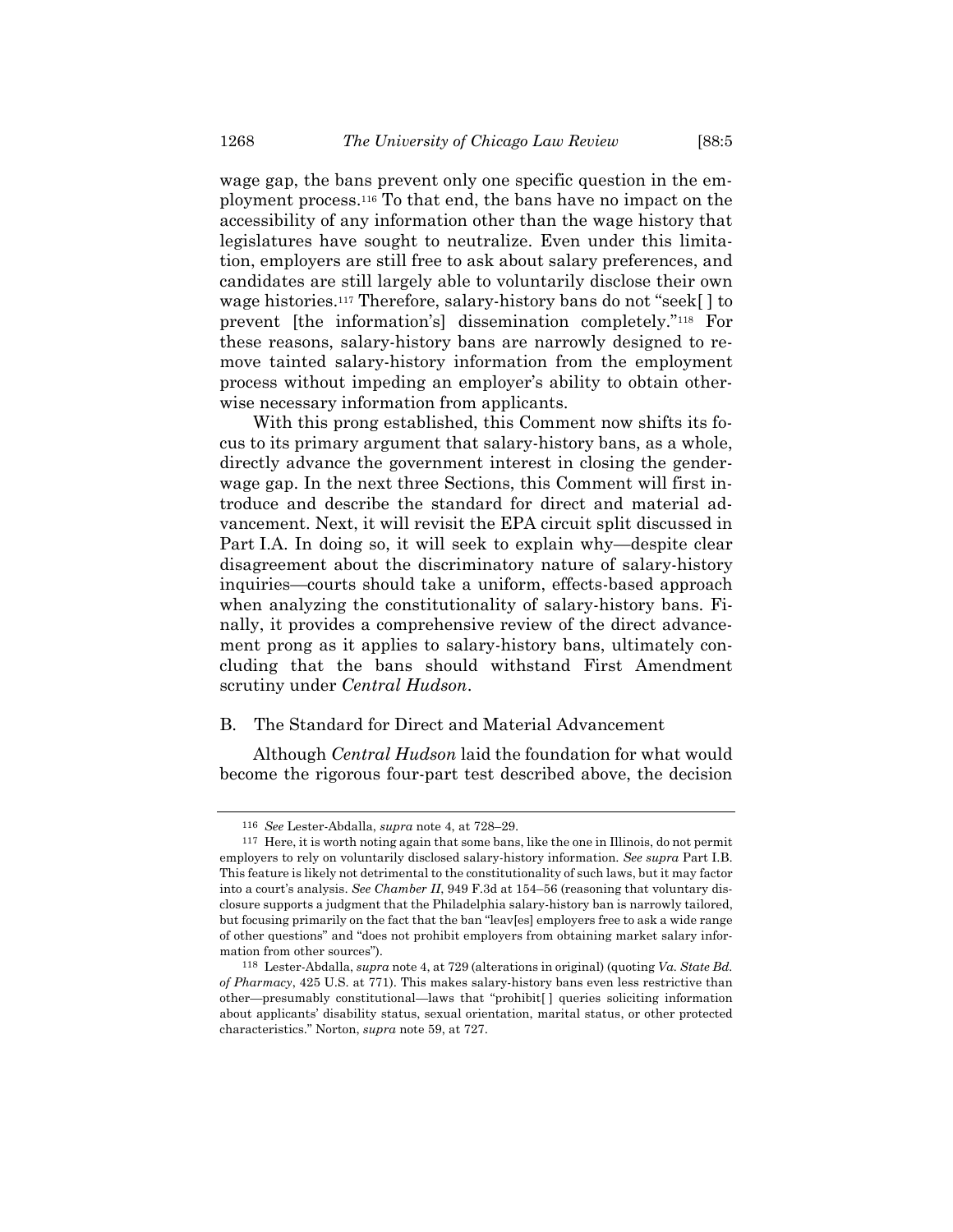wage gap, the bans prevent only one specific question in the employment process.[116] To that end, the bans have no impact on the accessibility of any information other than the wage history that legislatures have sought to neutralize. Even under this limitation, employers are still free to ask about salary preferences, and candidates are still largely able to voluntarily disclose their own wage histories.[117] Therefore, salary-history bans do not "seek[ ] to prevent [the information's] dissemination completely."[118] For these reasons, salary-history bans are narrowly designed to remove tainted salary-history information from the employment process without impeding an employer's ability to obtain otherwise necessary information from applicants.

With this prong established, this Comment now shifts its focus to its primary argument that salary-history bans, as a whole, directly advance the government interest in closing the gender-wage gap. In the next three Sections, this Comment will first introduce and describe the standard for direct and material advancement. Next, it will revisit the EPA circuit split discussed in Part I.A. In doing so, it will seek to explain why—despite clear disagreement about the discriminatory nature of salary-history inquiries—courts should take a uniform, effects-based approach when analyzing the constitutionality of salary-history bans. Finally, it provides a comprehensive review of the direct advancement prong as it applies to salary-history bans, ultimately concluding that the bans should withstand First Amendment scrutiny under *Central Hudson*.

## B. The Standard for Direct and Material Advancement

Although *Central Hudson* laid the foundation for what would become the rigorous four-part test described above, the decision

---

116 *See* Lester-Abdalla, *supra* note 4, at 728–29.

117 Here, it is worth noting again that some bans, like the one in Illinois, do not permit employers to rely on voluntarily disclosed salary-history information. *See supra* Part I.B. This feature is likely not detrimental to the constitutionality of such laws, but it may factor into a court's analysis. *See Chamber II*, 949 F.3d at 154–56 (reasoning that voluntary disclosure supports a judgment that the Philadelphia salary-history ban is narrowly tailored, but focusing primarily on the fact that the ban "leav[es] employers free to ask a wide range of other questions" and "does not prohibit employers from obtaining market salary information from other sources").

118 Lester-Abdalla, *supra* note 4, at 729 (alterations in original) (quoting *Va. State Bd. of Pharmacy*, 425 U.S. at 771). This makes salary-history bans even less restrictive than other—presumably constitutional—laws that "prohibit[ ] queries soliciting information about applicants' disability status, sexual orientation, marital status, or other protected characteristics." Norton, *supra* note 59, at 727.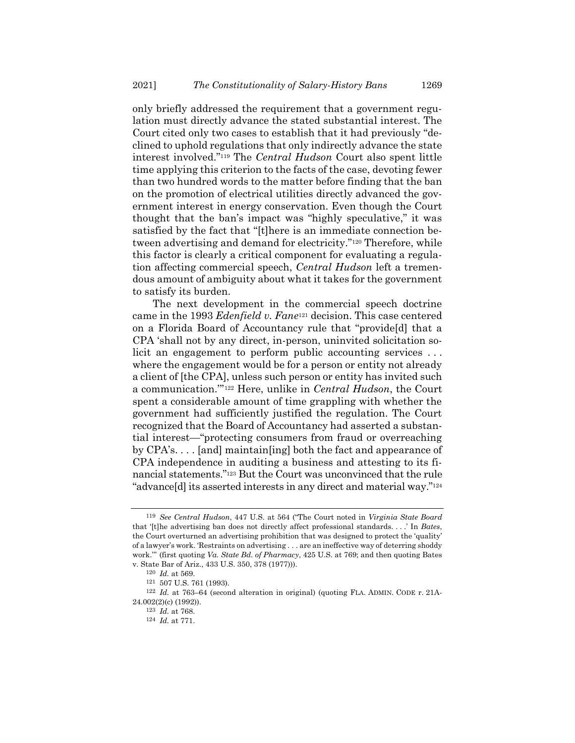only briefly addressed the requirement that a government regulation must directly advance the stated substantial interest. The Court cited only two cases to establish that it had previously "declined to uphold regulations that only indirectly advance the state interest involved."[119] The *Central Hudson* Court also spent little time applying this criterion to the facts of the case, devoting fewer than two hundred words to the matter before finding that the ban on the promotion of electrical utilities directly advanced the government interest in energy conservation. Even though the Court thought that the ban's impact was "highly speculative," it was satisfied by the fact that "[t]here is an immediate connection between advertising and demand for electricity."[120] Therefore, while this factor is clearly a critical component for evaluating a regulation affecting commercial speech, *Central Hudson* left a tremendous amount of ambiguity about what it takes for the government to satisfy its burden.

The next development in the commercial speech doctrine came in the 1993 *Edenfield v. Fane*[121] decision. This case centered on a Florida Board of Accountancy rule that "provide[d] that a CPA 'shall not by any direct, in-person, uninvited solicitation solicit an engagement to perform public accounting services . . . where the engagement would be for a person or entity not already a client of [the CPA], unless such person or entity has invited such a communication.'"[122] Here, unlike in *Central Hudson*, the Court spent a considerable amount of time grappling with whether the government had sufficiently justified the regulation. The Court recognized that the Board of Accountancy had asserted a substantial interest—"protecting consumers from fraud or overreaching by CPA's. . . . [and] maintain[ing] both the fact and appearance of CPA independence in auditing a business and attesting to its financial statements."[123] But the Court was unconvinced that the rule "advance[d] its asserted interests in any direct and material way."[124]

---

[119] *See Central Hudson*, 447 U.S. at 564 ("The Court noted in *Virginia State Board* that '[t]he advertising ban does not directly affect professional standards. . . .' In *Bates*, the Court overturned an advertising prohibition that was designed to protect the 'quality' of a lawyer's work. 'Restraints on advertising . . . are an ineffective way of deterring shoddy work.'" (first quoting *Va. State Bd. of Pharmacy*, 425 U.S. at 769; and then quoting Bates v. State Bar of Ariz., 433 U.S. 350, 378 (1977))).

[120] *Id.* at 569.

[121] 507 U.S. 761 (1993).

[122] *Id.* at 763–64 (second alteration in original) (quoting FLA. ADMIN. CODE r. 21A-24.002(2)(c) (1992)).

[123] *Id.* at 768.

[124] *Id.* at 771.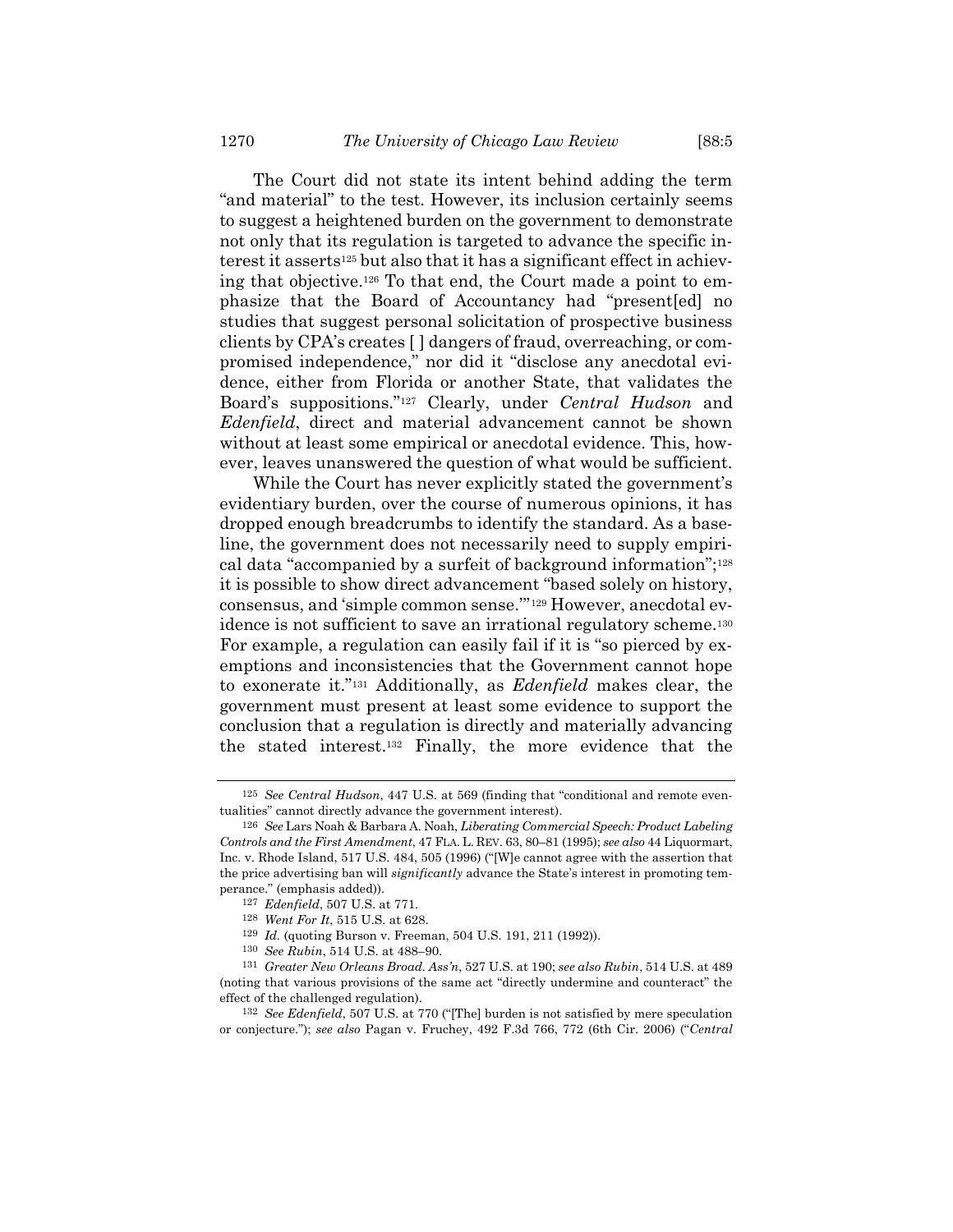The Court did not state its intent behind adding the term "and material" to the test. However, its inclusion certainly seems to suggest a heightened burden on the government to demonstrate not only that its regulation is targeted to advance the specific interest it asserts[125] but also that it has a significant effect in achieving that objective.[126] To that end, the Court made a point to emphasize that the Board of Accountancy had "present[ed] no studies that suggest personal solicitation of prospective business clients by CPA's creates [ ] dangers of fraud, overreaching, or compromised independence," nor did it "disclose any anecdotal evidence, either from Florida or another State, that validates the Board's suppositions."[127] Clearly, under *Central Hudson* and *Edenfield*, direct and material advancement cannot be shown without at least some empirical or anecdotal evidence. This, however, leaves unanswered the question of what would be sufficient.

While the Court has never explicitly stated the government's evidentiary burden, over the course of numerous opinions, it has dropped enough breadcrumbs to identify the standard. As a baseline, the government does not necessarily need to supply empirical data "accompanied by a surfeit of background information";[128] it is possible to show direct advancement "based solely on history, consensus, and 'simple common sense.'"[129] However, anecdotal evidence is not sufficient to save an irrational regulatory scheme.[130] For example, a regulation can easily fail if it is "so pierced by exemptions and inconsistencies that the Government cannot hope to exonerate it."[131] Additionally, as *Edenfield* makes clear, the government must present at least some evidence to support the conclusion that a regulation is directly and materially advancing the stated interest.[132] Finally, the more evidence that the

---

[125] *See Central Hudson*, 447 U.S. at 569 (finding that "conditional and remote eventualities" cannot directly advance the government interest).

[126] *See* Lars Noah & Barbara A. Noah, *Liberating Commercial Speech: Product Labeling Controls and the First Amendment*, 47 FLA. L. REV. 63, 80–81 (1995); *see also* 44 Liquormart, Inc. v. Rhode Island, 517 U.S. 484, 505 (1996) ("[W]e cannot agree with the assertion that the price advertising ban will *significantly* advance the State's interest in promoting temperance." (emphasis added)).

[127] *Edenfield*, 507 U.S. at 771.

[128] *Went For It*, 515 U.S. at 628.

[129] *Id.* (quoting Burson v. Freeman, 504 U.S. 191, 211 (1992)).

[130] *See Rubin*, 514 U.S. at 488–90.

[131] *Greater New Orleans Broad. Ass'n*, 527 U.S. at 190; *see also Rubin*, 514 U.S. at 489 (noting that various provisions of the same act "directly undermine and counteract" the effect of the challenged regulation).

[132] *See Edenfield*, 507 U.S. at 770 ("[The] burden is not satisfied by mere speculation or conjecture."); *see also* Pagan v. Fruchey, 492 F.3d 766, 772 (6th Cir. 2006) ("*Central*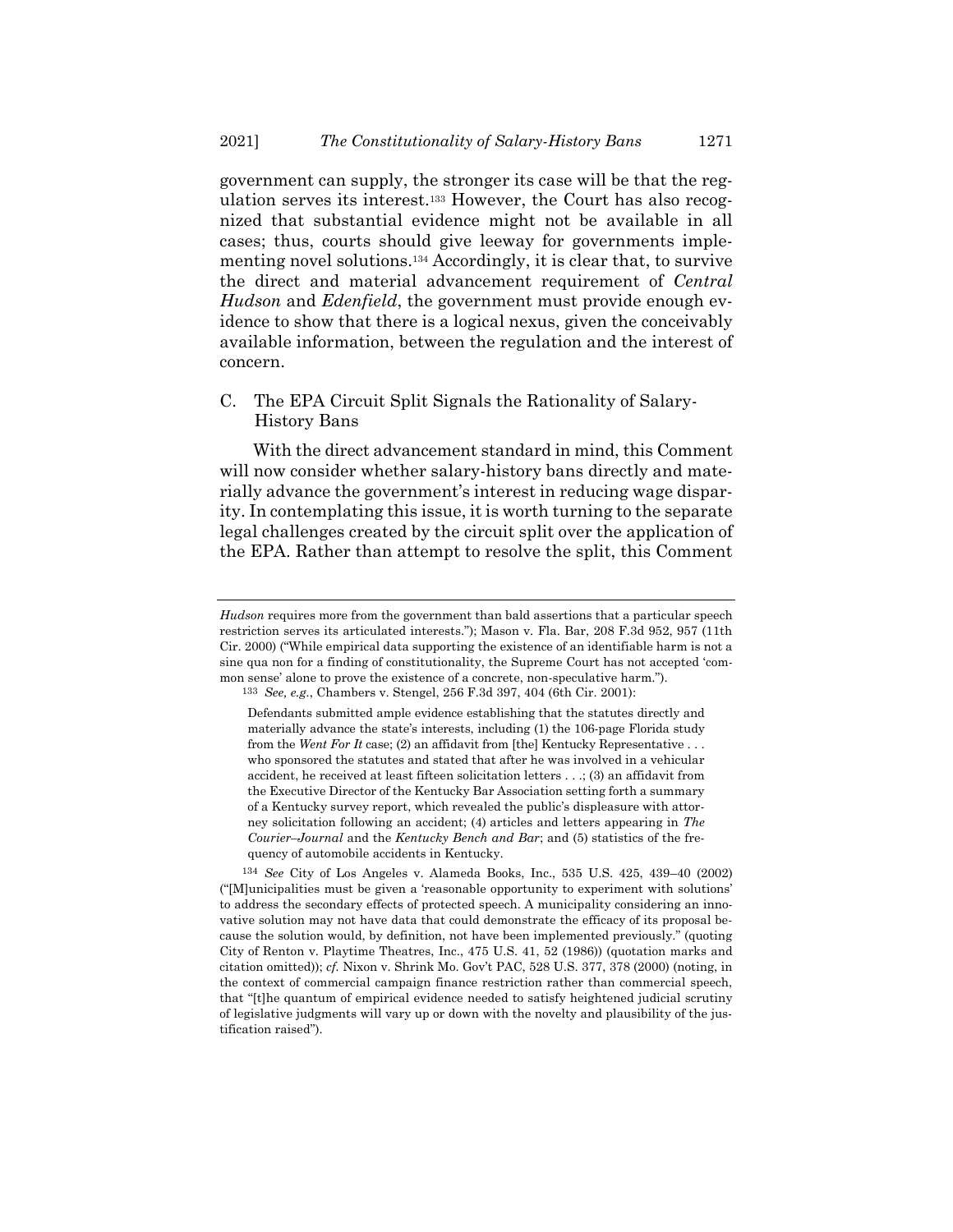government can supply, the stronger its case will be that the regulation serves its interest.[133] However, the Court has also recognized that substantial evidence might not be available in all cases; thus, courts should give leeway for governments implementing novel solutions.[134] Accordingly, it is clear that, to survive the direct and material advancement requirement of *Central Hudson* and *Edenfield*, the government must provide enough evidence to show that there is a logical nexus, given the conceivably available information, between the regulation and the interest of concern.

### C. The EPA Circuit Split Signals the Rationality of Salary-History Bans

With the direct advancement standard in mind, this Comment will now consider whether salary-history bans directly and materially advance the government's interest in reducing wage disparity. In contemplating this issue, it is worth turning to the separate legal challenges created by the circuit split over the application of the EPA. Rather than attempt to resolve the split, this Comment

---

*Hudson* requires more from the government than bald assertions that a particular speech restriction serves its articulated interests."); Mason v. Fla. Bar, 208 F.3d 952, 957 (11th Cir. 2000) ("While empirical data supporting the existence of an identifiable harm is not a sine qua non for a finding of constitutionality, the Supreme Court has not accepted 'common sense' alone to prove the existence of a concrete, non-speculative harm.").

[133] *See, e.g.*, Chambers v. Stengel, 256 F.3d 397, 404 (6th Cir. 2001):

> Defendants submitted ample evidence establishing that the statutes directly and materially advance the state's interests, including (1) the 106-page Florida study from the *Went For It* case; (2) an affidavit from [the] Kentucky Representative . . . who sponsored the statutes and stated that after he was involved in a vehicular accident, he received at least fifteen solicitation letters . . .; (3) an affidavit from the Executive Director of the Kentucky Bar Association setting forth a summary of a Kentucky survey report, which revealed the public's displeasure with attorney solicitation following an accident; (4) articles and letters appearing in *The Courier–Journal* and the *Kentucky Bench and Bar*; and (5) statistics of the frequency of automobile accidents in Kentucky.

[134] *See* City of Los Angeles v. Alameda Books, Inc., 535 U.S. 425, 439–40 (2002) ("[M]unicipalities must be given a 'reasonable opportunity to experiment with solutions' to address the secondary effects of protected speech. A municipality considering an innovative solution may not have data that could demonstrate the efficacy of its proposal because the solution would, by definition, not have been implemented previously." (quoting City of Renton v. Playtime Theatres, Inc., 475 U.S. 41, 52 (1986)) (quotation marks and citation omitted)); *cf.* Nixon v. Shrink Mo. Gov't PAC, 528 U.S. 377, 378 (2000) (noting, in the context of commercial campaign finance restriction rather than commercial speech, that "[t]he quantum of empirical evidence needed to satisfy heightened judicial scrutiny of legislative judgments will vary up or down with the novelty and plausibility of the justification raised").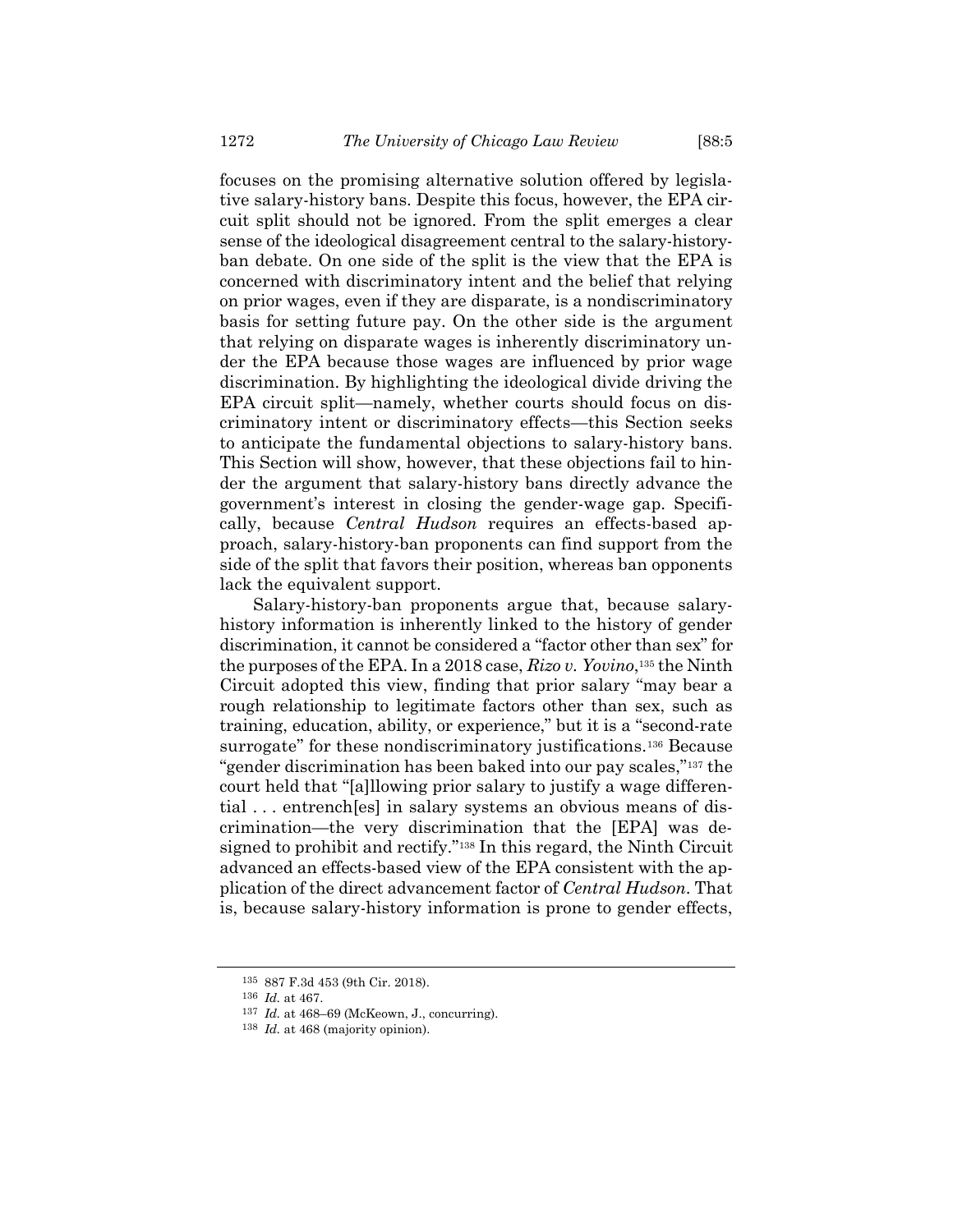focuses on the promising alternative solution offered by legislative salary-history bans. Despite this focus, however, the EPA circuit split should not be ignored. From the split emerges a clear sense of the ideological disagreement central to the salary-history-ban debate. On one side of the split is the view that the EPA is concerned with discriminatory intent and the belief that relying on prior wages, even if they are disparate, is a nondiscriminatory basis for setting future pay. On the other side is the argument that relying on disparate wages is inherently discriminatory under the EPA because those wages are influenced by prior wage discrimination. By highlighting the ideological divide driving the EPA circuit split—namely, whether courts should focus on discriminatory intent or discriminatory effects—this Section seeks to anticipate the fundamental objections to salary-history bans. This Section will show, however, that these objections fail to hinder the argument that salary-history bans directly advance the government's interest in closing the gender-wage gap. Specifically, because *Central Hudson* requires an effects-based approach, salary-history-ban proponents can find support from the side of the split that favors their position, whereas ban opponents lack the equivalent support.

Salary-history-ban proponents argue that, because salary-history information is inherently linked to the history of gender discrimination, it cannot be considered a "factor other than sex" for the purposes of the EPA. In a 2018 case, *Rizo v. Yovino*,[135] the Ninth Circuit adopted this view, finding that prior salary "may bear a rough relationship to legitimate factors other than sex, such as training, education, ability, or experience," but it is a "second-rate surrogate" for these nondiscriminatory justifications.[136] Because "gender discrimination has been baked into our pay scales,"[137] the court held that "[a]llowing prior salary to justify a wage differential . . . entrench[es] in salary systems an obvious means of discrimination—the very discrimination that the [EPA] was designed to prohibit and rectify."[138] In this regard, the Ninth Circuit advanced an effects-based view of the EPA consistent with the application of the direct advancement factor of *Central Hudson*. That is, because salary-history information is prone to gender effects,

---

[135] 887 F.3d 453 (9th Cir. 2018).

[136] *Id.* at 467.

[137] *Id.* at 468–69 (McKeown, J., concurring).

[138] *Id.* at 468 (majority opinion).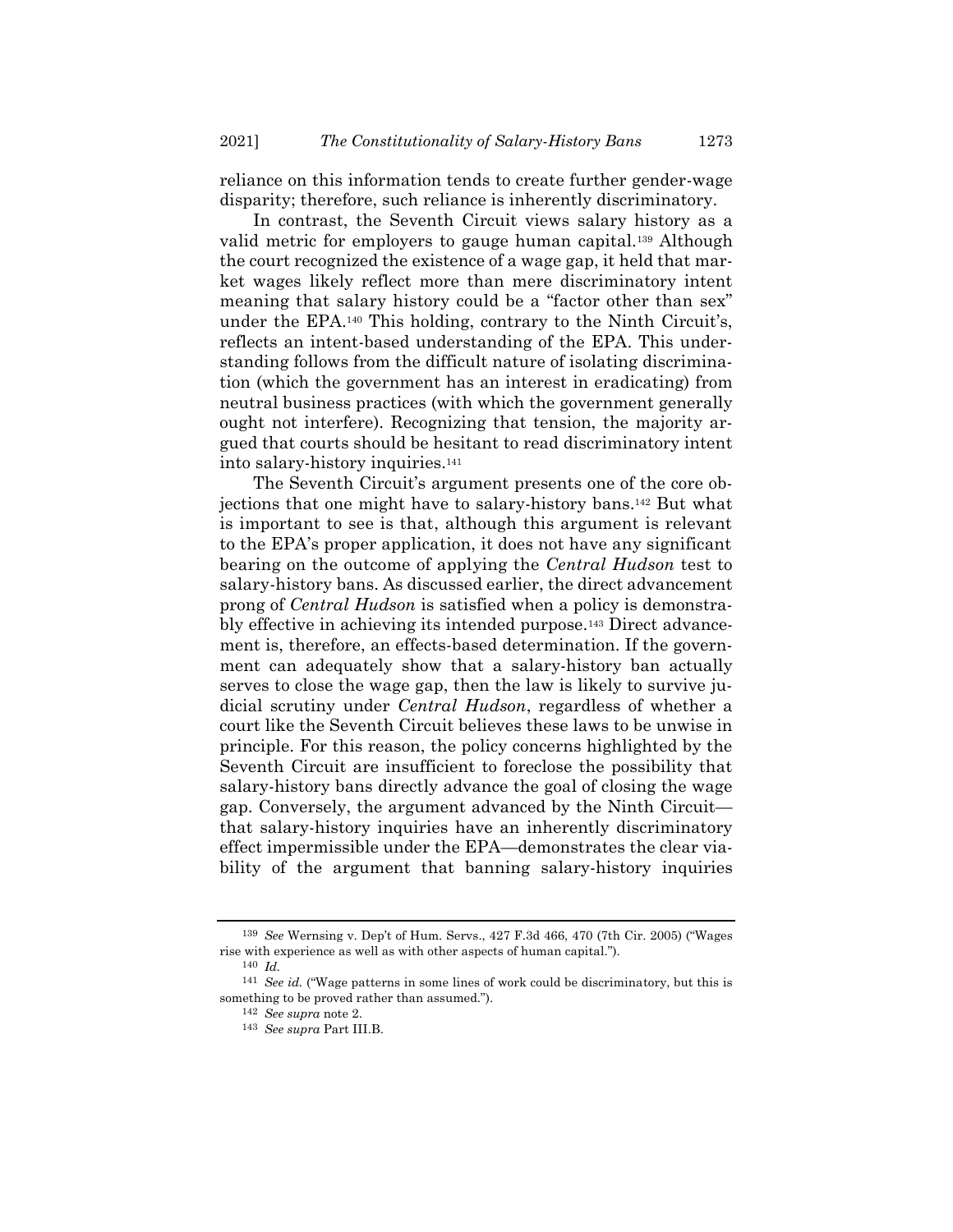reliance on this information tends to create further gender-wage disparity; therefore, such reliance is inherently discriminatory.

In contrast, the Seventh Circuit views salary history as a valid metric for employers to gauge human capital.[139] Although the court recognized the existence of a wage gap, it held that market wages likely reflect more than mere discriminatory intent meaning that salary history could be a "factor other than sex" under the EPA.[140] This holding, contrary to the Ninth Circuit's, reflects an intent-based understanding of the EPA. This understanding follows from the difficult nature of isolating discrimination (which the government has an interest in eradicating) from neutral business practices (with which the government generally ought not interfere). Recognizing that tension, the majority argued that courts should be hesitant to read discriminatory intent into salary-history inquiries.[141]

The Seventh Circuit's argument presents one of the core objections that one might have to salary-history bans.[142] But what is important to see is that, although this argument is relevant to the EPA's proper application, it does not have any significant bearing on the outcome of applying the *Central Hudson* test to salary-history bans. As discussed earlier, the direct advancement prong of *Central Hudson* is satisfied when a policy is demonstrably effective in achieving its intended purpose.[143] Direct advancement is, therefore, an effects-based determination. If the government can adequately show that a salary-history ban actually serves to close the wage gap, then the law is likely to survive judicial scrutiny under *Central Hudson*, regardless of whether a court like the Seventh Circuit believes these laws to be unwise in principle. For this reason, the policy concerns highlighted by the Seventh Circuit are insufficient to foreclose the possibility that salary-history bans directly advance the goal of closing the wage gap. Conversely, the argument advanced by the Ninth Circuit—that salary-history inquiries have an inherently discriminatory effect impermissible under the EPA—demonstrates the clear viability of the argument that banning salary-history inquiries

---

[139] *See* Wernsing v. Dep't of Hum. Servs., 427 F.3d 466, 470 (7th Cir. 2005) ("Wages rise with experience as well as with other aspects of human capital.").

[140] *Id.*

[141] *See id.* ("Wage patterns in some lines of work could be discriminatory, but this is something to be proved rather than assumed.").

[142] *See supra* note 2.

[143] *See supra* Part III.B.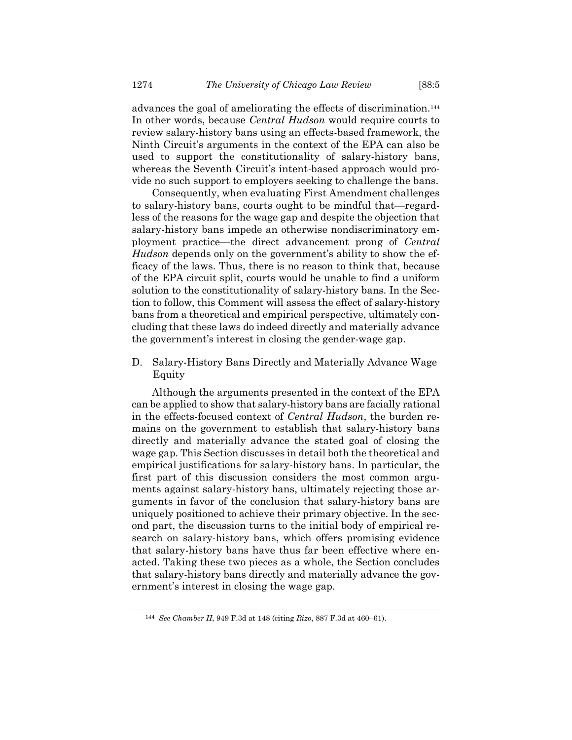advances the goal of ameliorating the effects of discrimination.[144] In other words, because *Central Hudson* would require courts to review salary-history bans using an effects-based framework, the Ninth Circuit's arguments in the context of the EPA can also be used to support the constitutionality of salary-history bans, whereas the Seventh Circuit's intent-based approach would provide no such support to employers seeking to challenge the bans.

Consequently, when evaluating First Amendment challenges to salary-history bans, courts ought to be mindful that—regardless of the reasons for the wage gap and despite the objection that salary-history bans impede an otherwise nondiscriminatory employment practice—the direct advancement prong of *Central Hudson* depends only on the government's ability to show the efficacy of the laws. Thus, there is no reason to think that, because of the EPA circuit split, courts would be unable to find a uniform solution to the constitutionality of salary-history bans. In the Section to follow, this Comment will assess the effect of salary-history bans from a theoretical and empirical perspective, ultimately concluding that these laws do indeed directly and materially advance the government's interest in closing the gender-wage gap.

### D. Salary-History Bans Directly and Materially Advance Wage Equity

Although the arguments presented in the context of the EPA can be applied to show that salary-history bans are facially rational in the effects-focused context of *Central Hudson*, the burden remains on the government to establish that salary-history bans directly and materially advance the stated goal of closing the wage gap. This Section discusses in detail both the theoretical and empirical justifications for salary-history bans. In particular, the first part of this discussion considers the most common arguments against salary-history bans, ultimately rejecting those arguments in favor of the conclusion that salary-history bans are uniquely positioned to achieve their primary objective. In the second part, the discussion turns to the initial body of empirical research on salary-history bans, which offers promising evidence that salary-history bans have thus far been effective where enacted. Taking these two pieces as a whole, the Section concludes that salary-history bans directly and materially advance the government's interest in closing the wage gap.

---

[144] *See Chamber II*, 949 F.3d at 148 (citing *Rizo*, 887 F.3d at 460–61).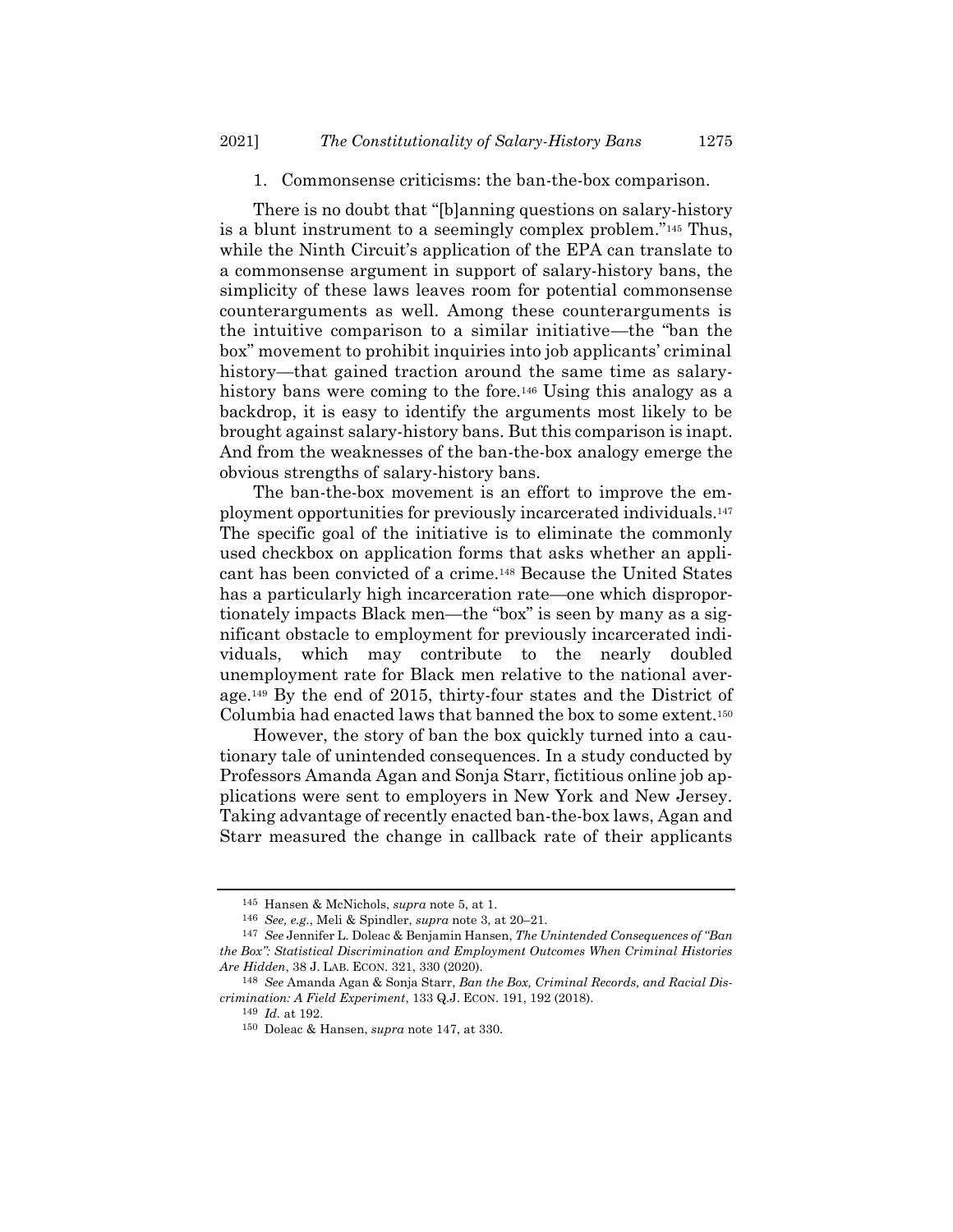### 1. Commonsense criticisms: the ban-the-box comparison.

There is no doubt that "[b]anning questions on salary-history is a blunt instrument to a seemingly complex problem."[145] Thus, while the Ninth Circuit's application of the EPA can translate to a commonsense argument in support of salary-history bans, the simplicity of these laws leaves room for potential commonsense counterarguments as well. Among these counterarguments is the intuitive comparison to a similar initiative—the "ban the box" movement to prohibit inquiries into job applicants' criminal history—that gained traction around the same time as salary-history bans were coming to the fore.[146] Using this analogy as a backdrop, it is easy to identify the arguments most likely to be brought against salary-history bans. But this comparison is inapt. And from the weaknesses of the ban-the-box analogy emerge the obvious strengths of salary-history bans.

The ban-the-box movement is an effort to improve the employment opportunities for previously incarcerated individuals.[147] The specific goal of the initiative is to eliminate the commonly used checkbox on application forms that asks whether an applicant has been convicted of a crime.[148] Because the United States has a particularly high incarceration rate—one which disproportionately impacts Black men—the "box" is seen by many as a significant obstacle to employment for previously incarcerated individuals, which may contribute to the nearly doubled unemployment rate for Black men relative to the national average.[149] By the end of 2015, thirty-four states and the District of Columbia had enacted laws that banned the box to some extent.[150]

However, the story of ban the box quickly turned into a cautionary tale of unintended consequences. In a study conducted by Professors Amanda Agan and Sonja Starr, fictitious online job applications were sent to employers in New York and New Jersey. Taking advantage of recently enacted ban-the-box laws, Agan and Starr measured the change in callback rate of their applicants

---

[145] Hansen & McNichols, *supra* note 5, at 1.

[146] *See, e.g.*, Meli & Spindler, *supra* note 3, at 20–21.

[147] *See* Jennifer L. Doleac & Benjamin Hansen, *The Unintended Consequences of "Ban the Box": Statistical Discrimination and Employment Outcomes When Criminal Histories Are Hidden*, 38 J. LAB. ECON. 321, 330 (2020).

[148] *See* Amanda Agan & Sonja Starr, *Ban the Box, Criminal Records, and Racial Discrimination: A Field Experiment*, 133 Q.J. ECON. 191, 192 (2018).

[149] *Id.* at 192.

[150] Doleac & Hansen, *supra* note 147, at 330.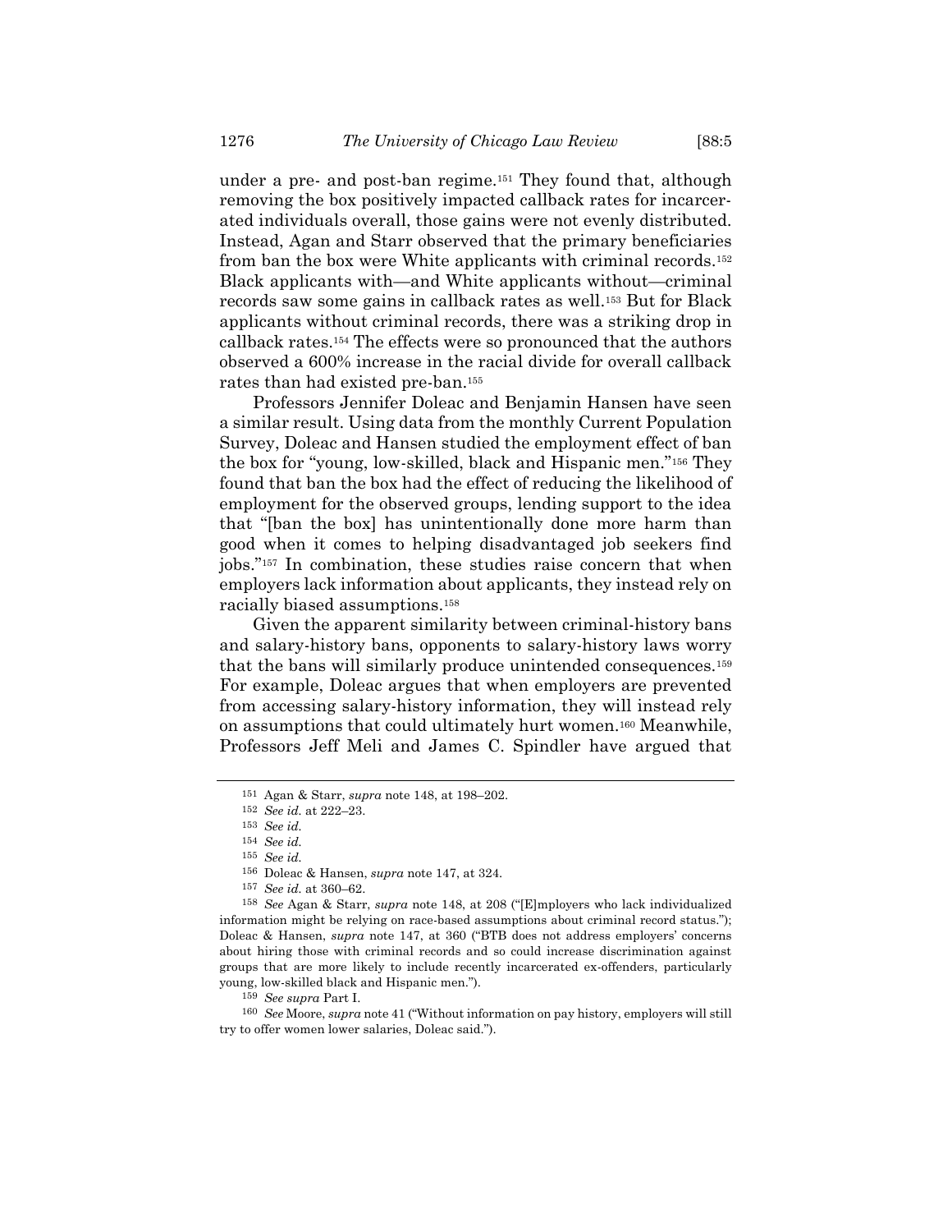under a pre- and post-ban regime.[151] They found that, although removing the box positively impacted callback rates for incarcerated individuals overall, those gains were not evenly distributed. Instead, Agan and Starr observed that the primary beneficiaries from ban the box were White applicants with criminal records.[152] Black applicants with—and White applicants without—criminal records saw some gains in callback rates as well.[153] But for Black applicants without criminal records, there was a striking drop in callback rates.[154] The effects were so pronounced that the authors observed a 600% increase in the racial divide for overall callback rates than had existed pre-ban.[155]

Professors Jennifer Doleac and Benjamin Hansen have seen a similar result. Using data from the monthly Current Population Survey, Doleac and Hansen studied the employment effect of ban the box for "young, low-skilled, black and Hispanic men."[156] They found that ban the box had the effect of reducing the likelihood of employment for the observed groups, lending support to the idea that "[ban the box] has unintentionally done more harm than good when it comes to helping disadvantaged job seekers find jobs."[157] In combination, these studies raise concern that when employers lack information about applicants, they instead rely on racially biased assumptions.[158]

Given the apparent similarity between criminal-history bans and salary-history bans, opponents to salary-history laws worry that the bans will similarly produce unintended consequences.[159] For example, Doleac argues that when employers are prevented from accessing salary-history information, they will instead rely on assumptions that could ultimately hurt women.[160] Meanwhile, Professors Jeff Meli and James C. Spindler have argued that

---

[151] Agan & Starr, *supra* note 148, at 198–202.

[152] *See id.* at 222–23.

[153] *See id.*

[154] *See id.*

[155] *See id.*

[156] Doleac & Hansen, *supra* note 147, at 324.

[157] *See id.* at 360–62.

[158] *See* Agan & Starr, *supra* note 148, at 208 ("[E]mployers who lack individualized information might be relying on race-based assumptions about criminal record status."); Doleac & Hansen, *supra* note 147, at 360 ("BTB does not address employers' concerns about hiring those with criminal records and so could increase discrimination against groups that are more likely to include recently incarcerated ex-offenders, particularly young, low-skilled black and Hispanic men.").

[159] *See supra* Part I.

[160] *See* Moore, *supra* note 41 ("Without information on pay history, employers will still try to offer women lower salaries, Doleac said.").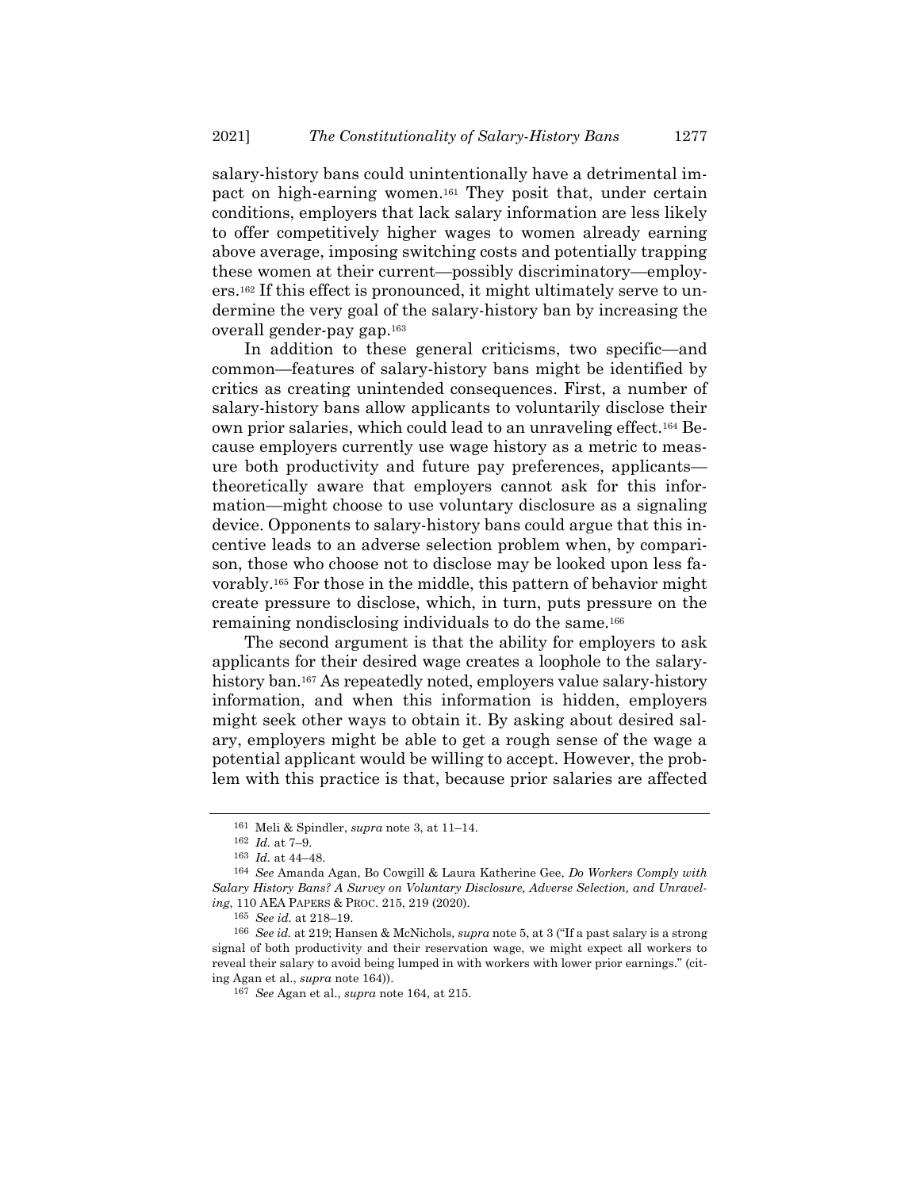salary-history bans could unintentionally have a detrimental impact on high-earning women.[161] They posit that, under certain conditions, employers that lack salary information are less likely to offer competitively higher wages to women already earning above average, imposing switching costs and potentially trapping these women at their current—possibly discriminatory—employers.[162] If this effect is pronounced, it might ultimately serve to undermine the very goal of the salary-history ban by increasing the overall gender-pay gap.[163]

In addition to these general criticisms, two specific—and common—features of salary-history bans might be identified by critics as creating unintended consequences. First, a number of salary-history bans allow applicants to voluntarily disclose their own prior salaries, which could lead to an unraveling effect.[164] Because employers currently use wage history as a metric to measure both productivity and future pay preferences, applicants—theoretically aware that employers cannot ask for this information—might choose to use voluntary disclosure as a signaling device. Opponents to salary-history bans could argue that this incentive leads to an adverse selection problem when, by comparison, those who choose not to disclose may be looked upon less favorably.[165] For those in the middle, this pattern of behavior might create pressure to disclose, which, in turn, puts pressure on the remaining nondisclosing individuals to do the same.[166]

The second argument is that the ability for employers to ask applicants for their desired wage creates a loophole to the salary-history ban.[167] As repeatedly noted, employers value salary-history information, and when this information is hidden, employers might seek other ways to obtain it. By asking about desired salary, employers might be able to get a rough sense of the wage a potential applicant would be willing to accept. However, the problem with this practice is that, because prior salaries are affected

---

[161] Meli & Spindler, *supra* note 3, at 11–14.

[162] *Id.* at 7–9.

[163] *Id.* at 44–48.

[164] *See* Amanda Agan, Bo Cowgill & Laura Katherine Gee, *Do Workers Comply with Salary History Bans? A Survey on Voluntary Disclosure, Adverse Selection, and Unraveling*, 110 AEA PAPERS & PROC. 215, 219 (2020).

[165] *See id.* at 218–19.

[166] *See id.* at 219; Hansen & McNichols, *supra* note 5, at 3 ("If a past salary is a strong signal of both productivity and their reservation wage, we might expect all workers to reveal their salary to avoid being lumped in with workers with lower prior earnings." (citing Agan et al., *supra* note 164)).

[167] *See* Agan et al., *supra* note 164, at 215.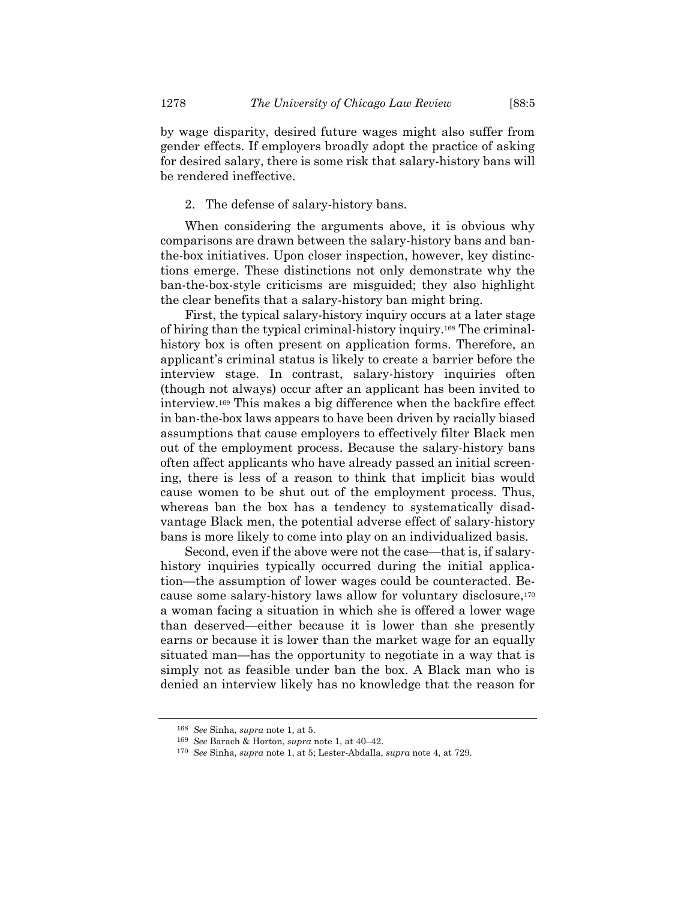by wage disparity, desired future wages might also suffer from gender effects. If employers broadly adopt the practice of asking for desired salary, there is some risk that salary-history bans will be rendered ineffective.

2. The defense of salary-history bans.

When considering the arguments above, it is obvious why comparisons are drawn between the salary-history bans and ban-the-box initiatives. Upon closer inspection, however, key distinctions emerge. These distinctions not only demonstrate why the ban-the-box-style criticisms are misguided; they also highlight the clear benefits that a salary-history ban might bring.

First, the typical salary-history inquiry occurs at a later stage of hiring than the typical criminal-history inquiry.[168] The criminal-history box is often present on application forms. Therefore, an applicant's criminal status is likely to create a barrier before the interview stage. In contrast, salary-history inquiries often (though not always) occur after an applicant has been invited to interview.[169] This makes a big difference when the backfire effect in ban-the-box laws appears to have been driven by racially biased assumptions that cause employers to effectively filter Black men out of the employment process. Because the salary-history bans often affect applicants who have already passed an initial screening, there is less of a reason to think that implicit bias would cause women to be shut out of the employment process. Thus, whereas ban the box has a tendency to systematically disadvantage Black men, the potential adverse effect of salary-history bans is more likely to come into play on an individualized basis.

Second, even if the above were not the case—that is, if salary-history inquiries typically occurred during the initial application—the assumption of lower wages could be counteracted. Because some salary-history laws allow for voluntary disclosure,[170] a woman facing a situation in which she is offered a lower wage than deserved—either because it is lower than she presently earns or because it is lower than the market wage for an equally situated man—has the opportunity to negotiate in a way that is simply not as feasible under ban the box. A Black man who is denied an interview likely has no knowledge that the reason for

[168] *See* Sinha, *supra* note 1, at 5.

[169] *See* Barach & Horton, *supra* note 1, at 40–42.

[170] *See* Sinha, *supra* note 1, at 5; Lester-Abdalla, *supra* note 4, at 729.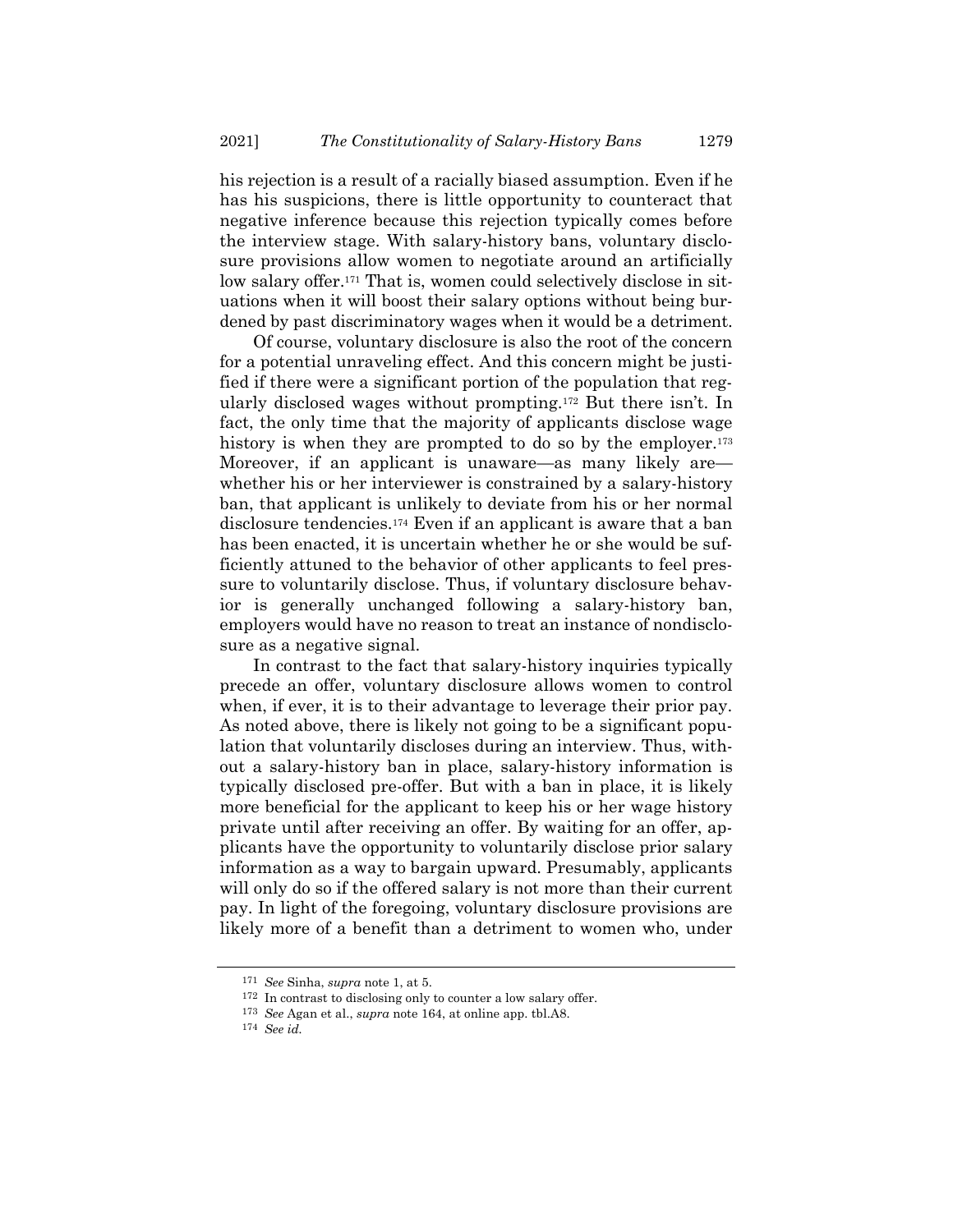his rejection is a result of a racially biased assumption. Even if he has his suspicions, there is little opportunity to counteract that negative inference because this rejection typically comes before the interview stage. With salary-history bans, voluntary disclosure provisions allow women to negotiate around an artificially low salary offer.[171] That is, women could selectively disclose in situations when it will boost their salary options without being burdened by past discriminatory wages when it would be a detriment.

Of course, voluntary disclosure is also the root of the concern for a potential unraveling effect. And this concern might be justified if there were a significant portion of the population that regularly disclosed wages without prompting.[172] But there isn't. In fact, the only time that the majority of applicants disclose wage history is when they are prompted to do so by the employer.[173] Moreover, if an applicant is unaware—as many likely are—whether his or her interviewer is constrained by a salary-history ban, that applicant is unlikely to deviate from his or her normal disclosure tendencies.[174] Even if an applicant is aware that a ban has been enacted, it is uncertain whether he or she would be sufficiently attuned to the behavior of other applicants to feel pressure to voluntarily disclose. Thus, if voluntary disclosure behavior is generally unchanged following a salary-history ban, employers would have no reason to treat an instance of nondisclosure as a negative signal.

In contrast to the fact that salary-history inquiries typically precede an offer, voluntary disclosure allows women to control when, if ever, it is to their advantage to leverage their prior pay. As noted above, there is likely not going to be a significant population that voluntarily discloses during an interview. Thus, without a salary-history ban in place, salary-history information is typically disclosed pre-offer. But with a ban in place, it is likely more beneficial for the applicant to keep his or her wage history private until after receiving an offer. By waiting for an offer, applicants have the opportunity to voluntarily disclose prior salary information as a way to bargain upward. Presumably, applicants will only do so if the offered salary is not more than their current pay. In light of the foregoing, voluntary disclosure provisions are likely more of a benefit than a detriment to women who, under

---

[171] *See* Sinha, *supra* note 1, at 5.

[172] In contrast to disclosing only to counter a low salary offer.

[173] *See* Agan et al., *supra* note 164, at online app. tbl.A8.

[174] *See id.*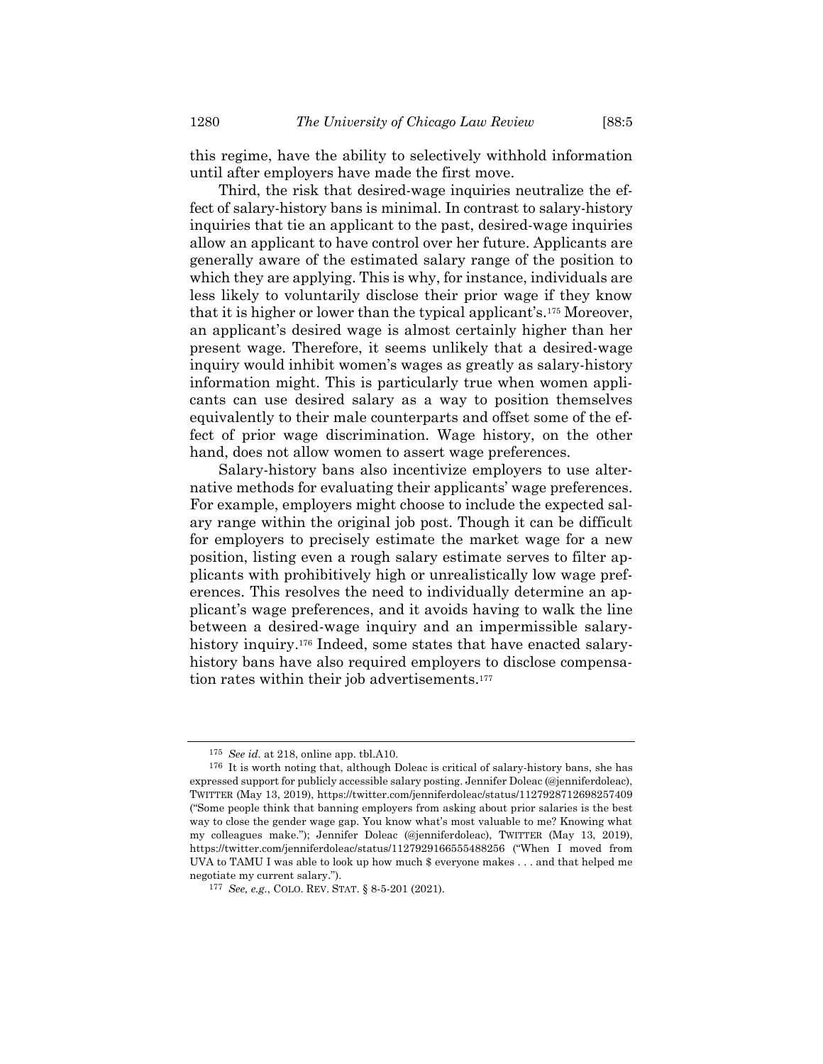this regime, have the ability to selectively withhold information until after employers have made the first move.

Third, the risk that desired-wage inquiries neutralize the effect of salary-history bans is minimal. In contrast to salary-history inquiries that tie an applicant to the past, desired-wage inquiries allow an applicant to have control over her future. Applicants are generally aware of the estimated salary range of the position to which they are applying. This is why, for instance, individuals are less likely to voluntarily disclose their prior wage if they know that it is higher or lower than the typical applicant's.[175] Moreover, an applicant's desired wage is almost certainly higher than her present wage. Therefore, it seems unlikely that a desired-wage inquiry would inhibit women's wages as greatly as salary-history information might. This is particularly true when women applicants can use desired salary as a way to position themselves equivalently to their male counterparts and offset some of the effect of prior wage discrimination. Wage history, on the other hand, does not allow women to assert wage preferences.

Salary-history bans also incentivize employers to use alternative methods for evaluating their applicants' wage preferences. For example, employers might choose to include the expected salary range within the original job post. Though it can be difficult for employers to precisely estimate the market wage for a new position, listing even a rough salary estimate serves to filter applicants with prohibitively high or unrealistically low wage preferences. This resolves the need to individually determine an applicant's wage preferences, and it avoids having to walk the line between a desired-wage inquiry and an impermissible salary-history inquiry.[176] Indeed, some states that have enacted salary-history bans have also required employers to disclose compensation rates within their job advertisements.[177]

---

[175] *See id.* at 218, online app. tbl.A10.

[176] It is worth noting that, although Doleac is critical of salary-history bans, she has expressed support for publicly accessible salary posting. Jennifer Doleac (@jenniferdoleac), TWITTER (May 13, 2019), https://twitter.com/jenniferdoleac/status/1127928712698257409 ("Some people think that banning employers from asking about prior salaries is the best way to close the gender wage gap. You know what's most valuable to me? Knowing what my colleagues make."); Jennifer Doleac (@jenniferdoleac), TWITTER (May 13, 2019), https://twitter.com/jenniferdoleac/status/1127929166555488256 ("When I moved from UVA to TAMU I was able to look up how much $ everyone makes . . . and that helped me negotiate my current salary.").

[177] *See, e.g.*, COLO. REV. STAT. § 8-5-201 (2021).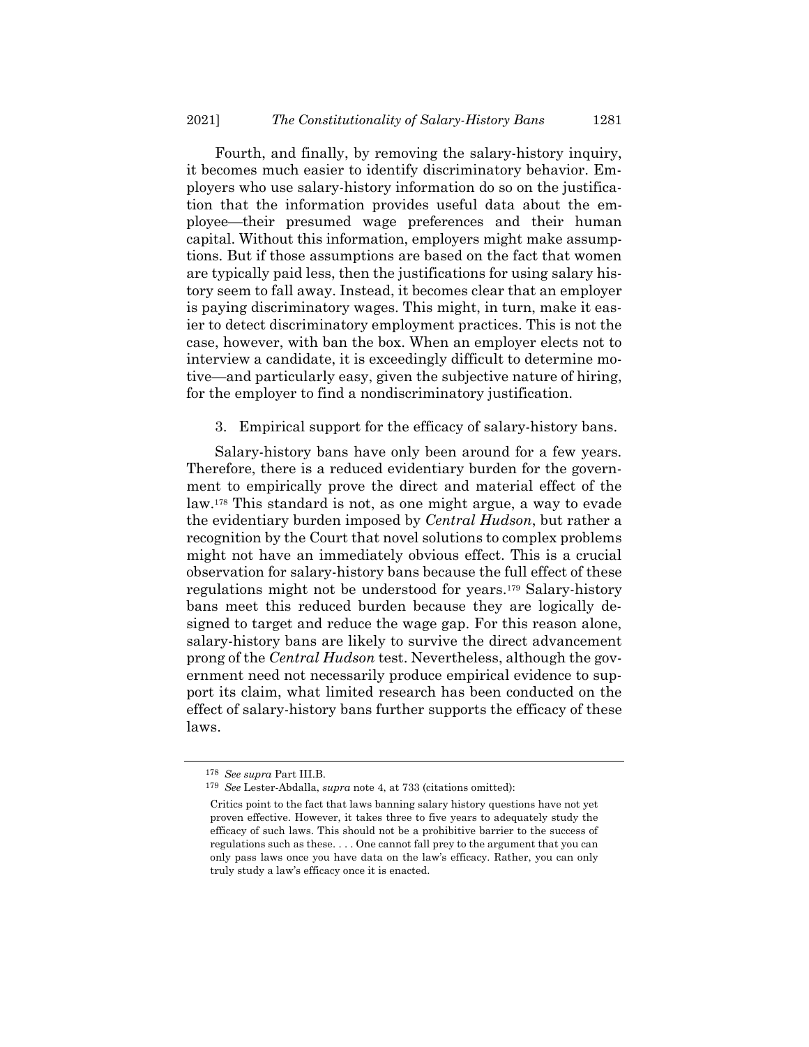Fourth, and finally, by removing the salary-history inquiry, it becomes much easier to identify discriminatory behavior. Employers who use salary-history information do so on the justification that the information provides useful data about the employee—their presumed wage preferences and their human capital. Without this information, employers might make assumptions. But if those assumptions are based on the fact that women are typically paid less, then the justifications for using salary history seem to fall away. Instead, it becomes clear that an employer is paying discriminatory wages. This might, in turn, make it easier to detect discriminatory employment practices. This is not the case, however, with ban the box. When an employer elects not to interview a candidate, it is exceedingly difficult to determine motive—and particularly easy, given the subjective nature of hiring, for the employer to find a nondiscriminatory justification.

### 3. Empirical support for the efficacy of salary-history bans.

Salary-history bans have only been around for a few years. Therefore, there is a reduced evidentiary burden for the government to empirically prove the direct and material effect of the law.[178] This standard is not, as one might argue, a way to evade the evidentiary burden imposed by *Central Hudson*, but rather a recognition by the Court that novel solutions to complex problems might not have an immediately obvious effect. This is a crucial observation for salary-history bans because the full effect of these regulations might not be understood for years.[179] Salary-history bans meet this reduced burden because they are logically designed to target and reduce the wage gap. For this reason alone, salary-history bans are likely to survive the direct advancement prong of the *Central Hudson* test. Nevertheless, although the government need not necessarily produce empirical evidence to support its claim, what limited research has been conducted on the effect of salary-history bans further supports the efficacy of these laws.

---

[178] *See supra* Part III.B.

[179] *See* Lester-Abdalla, *supra* note 4, at 733 (citations omitted):

> Critics point to the fact that laws banning salary history questions have not yet proven effective. However, it takes three to five years to adequately study the efficacy of such laws. This should not be a prohibitive barrier to the success of regulations such as these. . . . One cannot fall prey to the argument that you can only pass laws once you have data on the law's efficacy. Rather, you can only truly study a law's efficacy once it is enacted.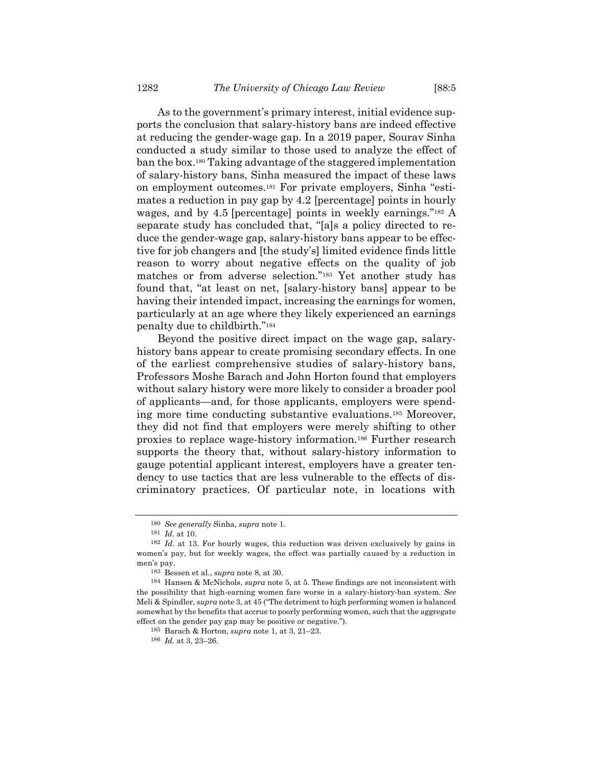As to the government's primary interest, initial evidence supports the conclusion that salary-history bans are indeed effective at reducing the gender-wage gap. In a 2019 paper, Sourav Sinha conducted a study similar to those used to analyze the effect of ban the box.[180] Taking advantage of the staggered implementation of salary-history bans, Sinha measured the impact of these laws on employment outcomes.[181] For private employers, Sinha "estimates a reduction in pay gap by 4.2 [percentage] points in hourly wages, and by 4.5 [percentage] points in weekly earnings."[182] A separate study has concluded that, "[a]s a policy directed to reduce the gender-wage gap, salary-history bans appear to be effective for job changers and [the study's] limited evidence finds little reason to worry about negative effects on the quality of job matches or from adverse selection."[183] Yet another study has found that, "at least on net, [salary-history bans] appear to be having their intended impact, increasing the earnings for women, particularly at an age where they likely experienced an earnings penalty due to childbirth."[184]

Beyond the positive direct impact on the wage gap, salary-history bans appear to create promising secondary effects. In one of the earliest comprehensive studies of salary-history bans, Professors Moshe Barach and John Horton found that employers without salary history were more likely to consider a broader pool of applicants—and, for those applicants, employers were spending more time conducting substantive evaluations.[185] Moreover, they did not find that employers were merely shifting to other proxies to replace wage-history information.[186] Further research supports the theory that, without salary-history information to gauge potential applicant interest, employers have a greater tendency to use tactics that are less vulnerable to the effects of discriminatory practices. Of particular note, in locations with

---

[180] *See generally* Sinha, *supra* note 1.

[181] *Id.* at 10.

[182] *Id.* at 13. For hourly wages, this reduction was driven exclusively by gains in women's pay, but for weekly wages, the effect was partially caused by a reduction in men's pay.

[183] Bessen et al., *supra* note 8, at 30.

[184] Hansen & McNichols, *supra* note 5, at 5. These findings are not inconsistent with the possibility that high-earning women fare worse in a salary-history-ban system. *See* Meli & Spindler, *supra* note 3, at 45 ("The detriment to high performing women is balanced somewhat by the benefits that accrue to poorly performing women, such that the aggregate effect on the gender pay gap may be positive or negative.").

[185] Barach & Horton, *supra* note 1, at 3, 21–23.

[186] *Id.* at 3, 23–26.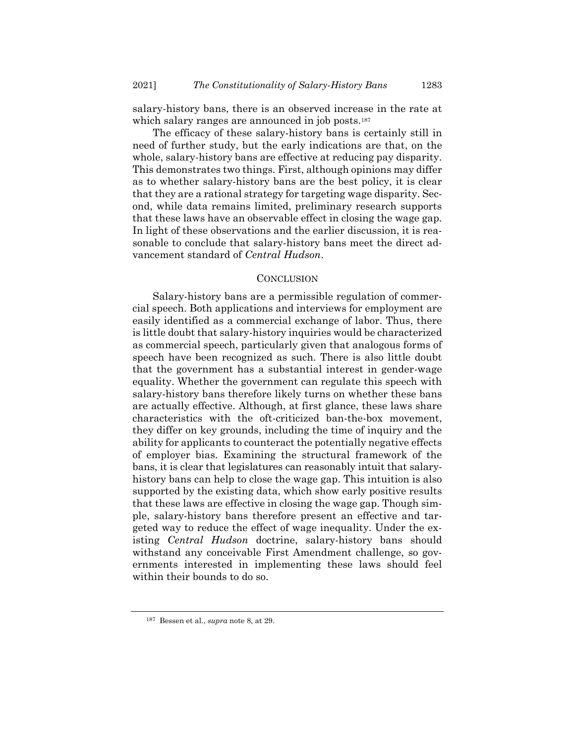salary-history bans, there is an observed increase in the rate at which salary ranges are announced in job posts.[187]

The efficacy of these salary-history bans is certainly still in need of further study, but the early indications are that, on the whole, salary-history bans are effective at reducing pay disparity. This demonstrates two things. First, although opinions may differ as to whether salary-history bans are the best policy, it is clear that they are a rational strategy for targeting wage disparity. Second, while data remains limited, preliminary research supports that these laws have an observable effect in closing the wage gap. In light of these observations and the earlier discussion, it is reasonable to conclude that salary-history bans meet the direct advancement standard of *Central Hudson*.

## CONCLUSION

Salary-history bans are a permissible regulation of commercial speech. Both applications and interviews for employment are easily identified as a commercial exchange of labor. Thus, there is little doubt that salary-history inquiries would be characterized as commercial speech, particularly given that analogous forms of speech have been recognized as such. There is also little doubt that the government has a substantial interest in gender-wage equality. Whether the government can regulate this speech with salary-history bans therefore likely turns on whether these bans are actually effective. Although, at first glance, these laws share characteristics with the oft-criticized ban-the-box movement, they differ on key grounds, including the time of inquiry and the ability for applicants to counteract the potentially negative effects of employer bias. Examining the structural framework of the bans, it is clear that legislatures can reasonably intuit that salary-history bans can help to close the wage gap. This intuition is also supported by the existing data, which show early positive results that these laws are effective in closing the wage gap. Though simple, salary-history bans therefore present an effective and targeted way to reduce the effect of wage inequality. Under the existing *Central Hudson* doctrine, salary-history bans should withstand any conceivable First Amendment challenge, so governments interested in implementing these laws should feel within their bounds to do so.

---

[187] Bessen et al., *supra* note 8, at 29.